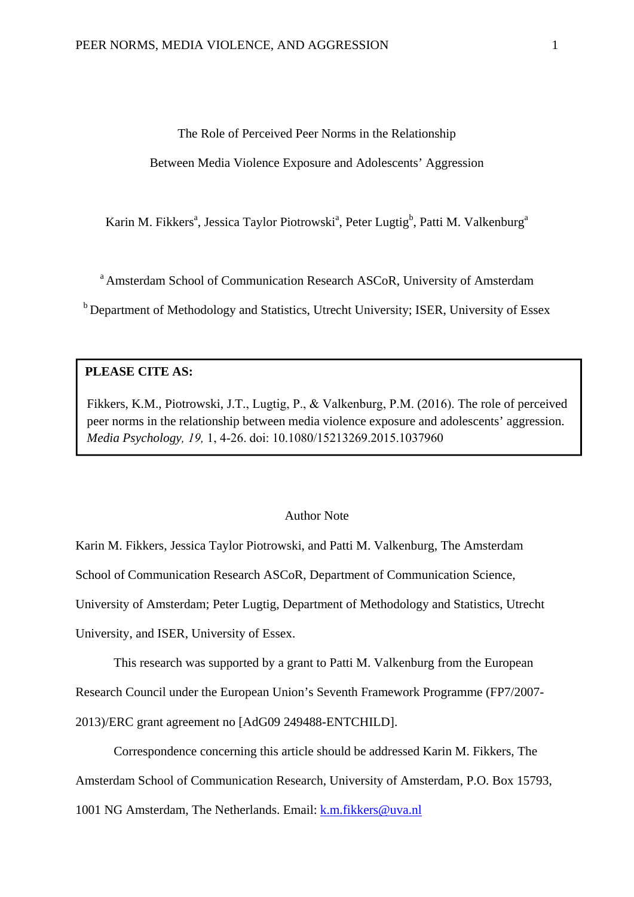# The Role of Perceived Peer Norms in the Relationship Between Media Violence Exposure and Adolescents' Aggression

Karin M. Fikkers[a], Jessica Taylor Piotrowski[a], Peter Lugtig[b], Patti M. Valkenburg[a]

[a] Amsterdam School of Communication Research ASCoR, University of Amsterdam

[b] Department of Methodology and Statistics, Utrecht University; ISER, University of Essex

**PLEASE CITE AS:**

Fikkers, K.M., Piotrowski, J.T., Lugtig, P., & Valkenburg, P.M. (2016). The role of perceived peer norms in the relationship between media violence exposure and adolescents' aggression. *Media Psychology, 19,* 1, 4-26. doi: 10.1080/15213269.2015.1037960

## Author Note

Karin M. Fikkers, Jessica Taylor Piotrowski, and Patti M. Valkenburg, The Amsterdam School of Communication Research ASCoR, Department of Communication Science, University of Amsterdam; Peter Lugtig, Department of Methodology and Statistics, Utrecht University, and ISER, University of Essex.

This research was supported by a grant to Patti M. Valkenburg from the European Research Council under the European Union's Seventh Framework Programme (FP7/2007-2013)/ERC grant agreement no [AdG09 249488-ENTCHILD].

Correspondence concerning this article should be addressed Karin M. Fikkers, The Amsterdam School of Communication Research, University of Amsterdam, P.O. Box 15793, 1001 NG Amsterdam, The Netherlands. Email: k.m.fikkers@uva.nl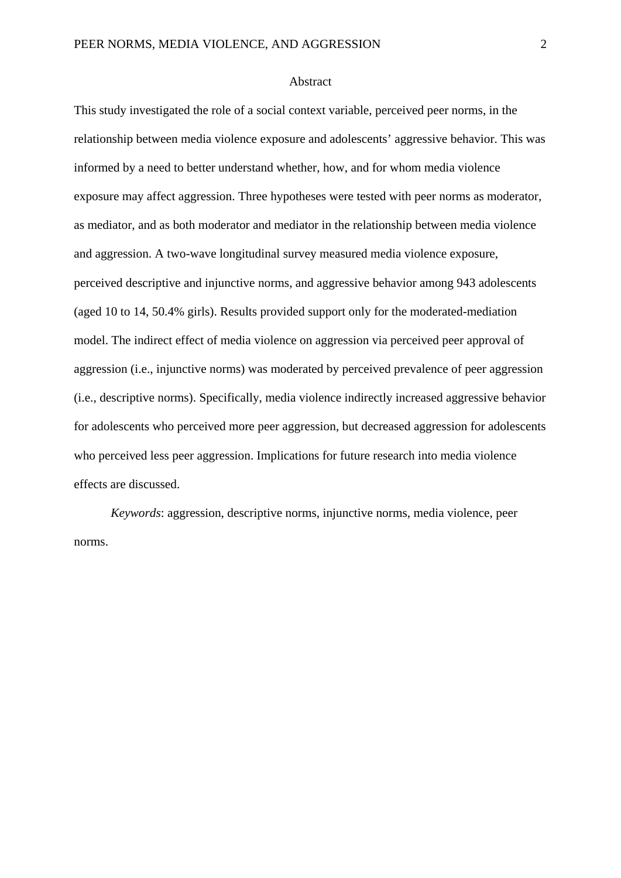# Abstract

This study investigated the role of a social context variable, perceived peer norms, in the relationship between media violence exposure and adolescents' aggressive behavior. This was informed by a need to better understand whether, how, and for whom media violence exposure may affect aggression. Three hypotheses were tested with peer norms as moderator, as mediator, and as both moderator and mediator in the relationship between media violence and aggression. A two-wave longitudinal survey measured media violence exposure, perceived descriptive and injunctive norms, and aggressive behavior among 943 adolescents (aged 10 to 14, 50.4% girls). Results provided support only for the moderated-mediation model. The indirect effect of media violence on aggression via perceived peer approval of aggression (i.e., injunctive norms) was moderated by perceived prevalence of peer aggression (i.e., descriptive norms). Specifically, media violence indirectly increased aggressive behavior for adolescents who perceived more peer aggression, but decreased aggression for adolescents who perceived less peer aggression. Implications for future research into media violence effects are discussed.

*Keywords*: aggression, descriptive norms, injunctive norms, media violence, peer norms.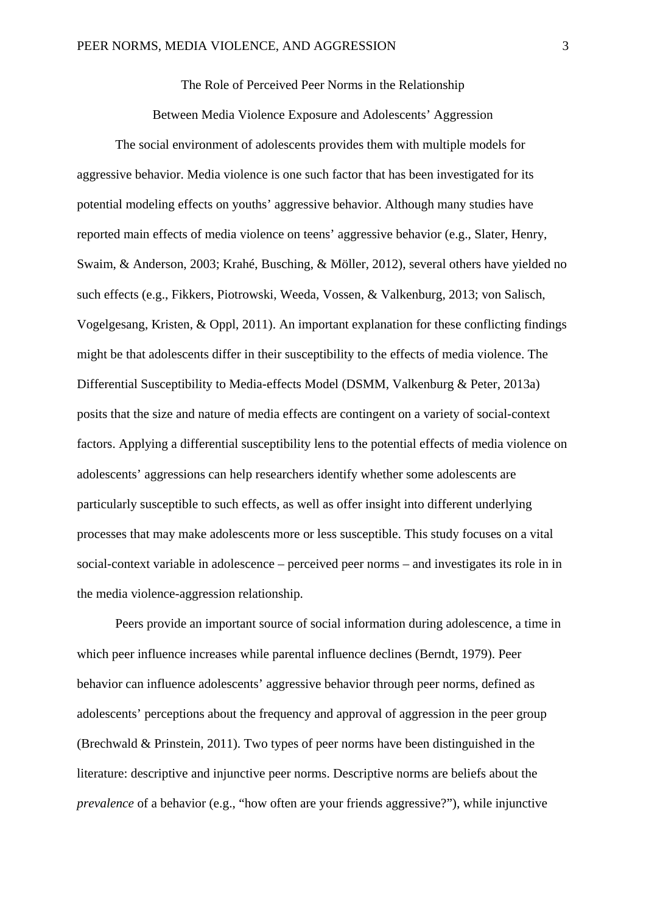# The Role of Perceived Peer Norms in the Relationship Between Media Violence Exposure and Adolescents' Aggression

The social environment of adolescents provides them with multiple models for aggressive behavior. Media violence is one such factor that has been investigated for its potential modeling effects on youths' aggressive behavior. Although many studies have reported main effects of media violence on teens' aggressive behavior (e.g., Slater, Henry, Swaim, & Anderson, 2003; Krahé, Busching, & Möller, 2012), several others have yielded no such effects (e.g., Fikkers, Piotrowski, Weeda, Vossen, & Valkenburg, 2013; von Salisch, Vogelgesang, Kristen, & Oppl, 2011). An important explanation for these conflicting findings might be that adolescents differ in their susceptibility to the effects of media violence. The Differential Susceptibility to Media-effects Model (DSMM, Valkenburg & Peter, 2013a) posits that the size and nature of media effects are contingent on a variety of social-context factors. Applying a differential susceptibility lens to the potential effects of media violence on adolescents' aggressions can help researchers identify whether some adolescents are particularly susceptible to such effects, as well as offer insight into different underlying processes that may make adolescents more or less susceptible. This study focuses on a vital social-context variable in adolescence – perceived peer norms – and investigates its role in in the media violence-aggression relationship.

Peers provide an important source of social information during adolescence, a time in which peer influence increases while parental influence declines (Berndt, 1979). Peer behavior can influence adolescents' aggressive behavior through peer norms, defined as adolescents' perceptions about the frequency and approval of aggression in the peer group (Brechwald & Prinstein, 2011). Two types of peer norms have been distinguished in the literature: descriptive and injunctive peer norms. Descriptive norms are beliefs about the *prevalence* of a behavior (e.g., "how often are your friends aggressive?"), while injunctive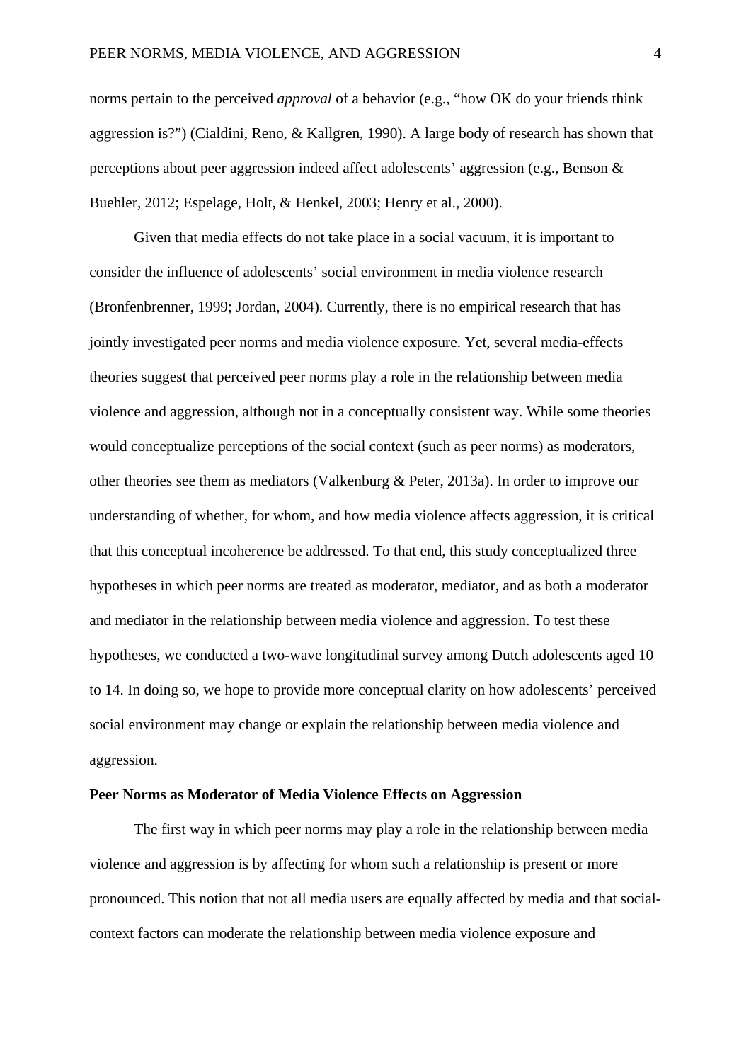norms pertain to the perceived *approval* of a behavior (e.g., "how OK do your friends think aggression is?") (Cialdini, Reno, & Kallgren, 1990). A large body of research has shown that perceptions about peer aggression indeed affect adolescents' aggression (e.g., Benson & Buehler, 2012; Espelage, Holt, & Henkel, 2003; Henry et al., 2000).

Given that media effects do not take place in a social vacuum, it is important to consider the influence of adolescents' social environment in media violence research (Bronfenbrenner, 1999; Jordan, 2004). Currently, there is no empirical research that has jointly investigated peer norms and media violence exposure. Yet, several media-effects theories suggest that perceived peer norms play a role in the relationship between media violence and aggression, although not in a conceptually consistent way. While some theories would conceptualize perceptions of the social context (such as peer norms) as moderators, other theories see them as mediators (Valkenburg & Peter, 2013a). In order to improve our understanding of whether, for whom, and how media violence affects aggression, it is critical that this conceptual incoherence be addressed. To that end, this study conceptualized three hypotheses in which peer norms are treated as moderator, mediator, and as both a moderator and mediator in the relationship between media violence and aggression. To test these hypotheses, we conducted a two-wave longitudinal survey among Dutch adolescents aged 10 to 14. In doing so, we hope to provide more conceptual clarity on how adolescents' perceived social environment may change or explain the relationship between media violence and aggression.

**Peer Norms as Moderator of Media Violence Effects on Aggression**

The first way in which peer norms may play a role in the relationship between media violence and aggression is by affecting for whom such a relationship is present or more pronounced. This notion that not all media users are equally affected by media and that social-context factors can moderate the relationship between media violence exposure and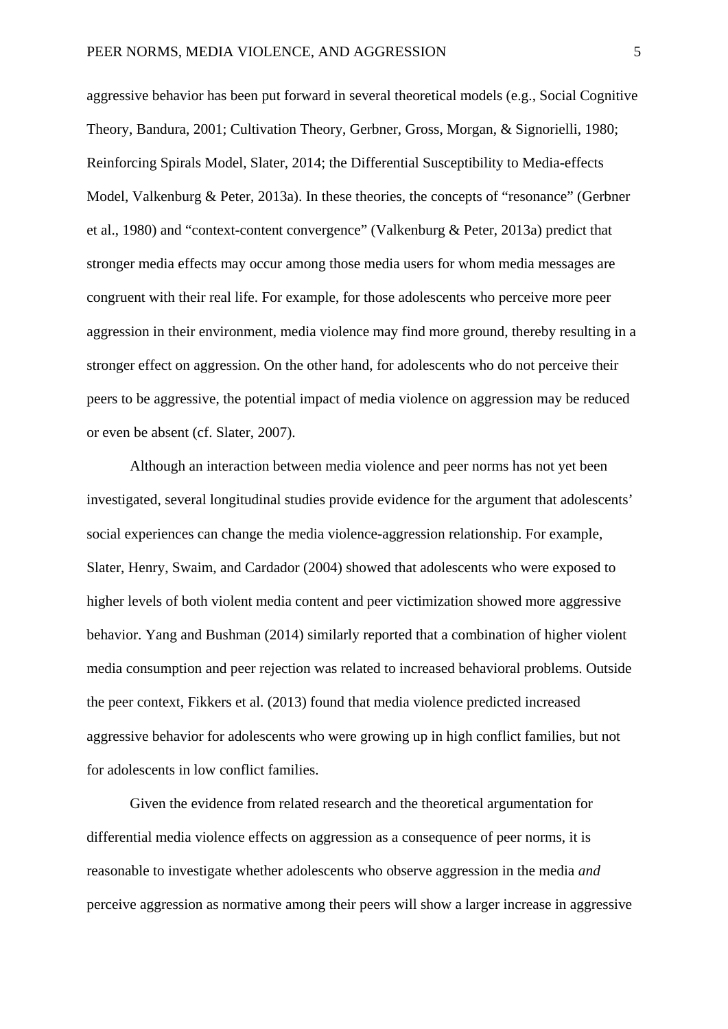aggressive behavior has been put forward in several theoretical models (e.g., Social Cognitive Theory, Bandura, 2001; Cultivation Theory, Gerbner, Gross, Morgan, & Signorielli, 1980; Reinforcing Spirals Model, Slater, 2014; the Differential Susceptibility to Media-effects Model, Valkenburg & Peter, 2013a). In these theories, the concepts of "resonance" (Gerbner et al., 1980) and "context-content convergence" (Valkenburg & Peter, 2013a) predict that stronger media effects may occur among those media users for whom media messages are congruent with their real life. For example, for those adolescents who perceive more peer aggression in their environment, media violence may find more ground, thereby resulting in a stronger effect on aggression. On the other hand, for adolescents who do not perceive their peers to be aggressive, the potential impact of media violence on aggression may be reduced or even be absent (cf. Slater, 2007).

Although an interaction between media violence and peer norms has not yet been investigated, several longitudinal studies provide evidence for the argument that adolescents' social experiences can change the media violence-aggression relationship. For example, Slater, Henry, Swaim, and Cardador (2004) showed that adolescents who were exposed to higher levels of both violent media content and peer victimization showed more aggressive behavior. Yang and Bushman (2014) similarly reported that a combination of higher violent media consumption and peer rejection was related to increased behavioral problems. Outside the peer context, Fikkers et al. (2013) found that media violence predicted increased aggressive behavior for adolescents who were growing up in high conflict families, but not for adolescents in low conflict families.

Given the evidence from related research and the theoretical argumentation for differential media violence effects on aggression as a consequence of peer norms, it is reasonable to investigate whether adolescents who observe aggression in the media *and* perceive aggression as normative among their peers will show a larger increase in aggressive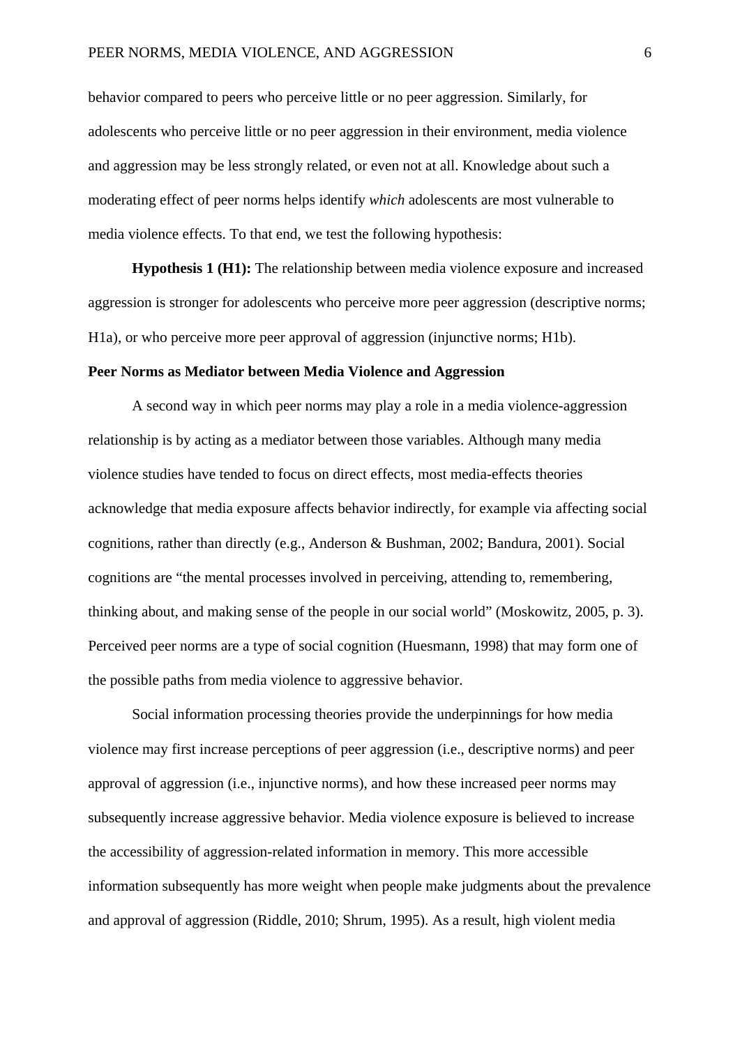behavior compared to peers who perceive little or no peer aggression. Similarly, for adolescents who perceive little or no peer aggression in their environment, media violence and aggression may be less strongly related, or even not at all. Knowledge about such a moderating effect of peer norms helps identify *which* adolescents are most vulnerable to media violence effects. To that end, we test the following hypothesis:

**Hypothesis 1 (H1):** The relationship between media violence exposure and increased aggression is stronger for adolescents who perceive more peer aggression (descriptive norms; H1a), or who perceive more peer approval of aggression (injunctive norms; H1b).

**Peer Norms as Mediator between Media Violence and Aggression**

A second way in which peer norms may play a role in a media violence-aggression relationship is by acting as a mediator between those variables. Although many media violence studies have tended to focus on direct effects, most media-effects theories acknowledge that media exposure affects behavior indirectly, for example via affecting social cognitions, rather than directly (e.g., Anderson & Bushman, 2002; Bandura, 2001). Social cognitions are "the mental processes involved in perceiving, attending to, remembering, thinking about, and making sense of the people in our social world" (Moskowitz, 2005, p. 3). Perceived peer norms are a type of social cognition (Huesmann, 1998) that may form one of the possible paths from media violence to aggressive behavior.

Social information processing theories provide the underpinnings for how media violence may first increase perceptions of peer aggression (i.e., descriptive norms) and peer approval of aggression (i.e., injunctive norms), and how these increased peer norms may subsequently increase aggressive behavior. Media violence exposure is believed to increase the accessibility of aggression-related information in memory. This more accessible information subsequently has more weight when people make judgments about the prevalence and approval of aggression (Riddle, 2010; Shrum, 1995). As a result, high violent media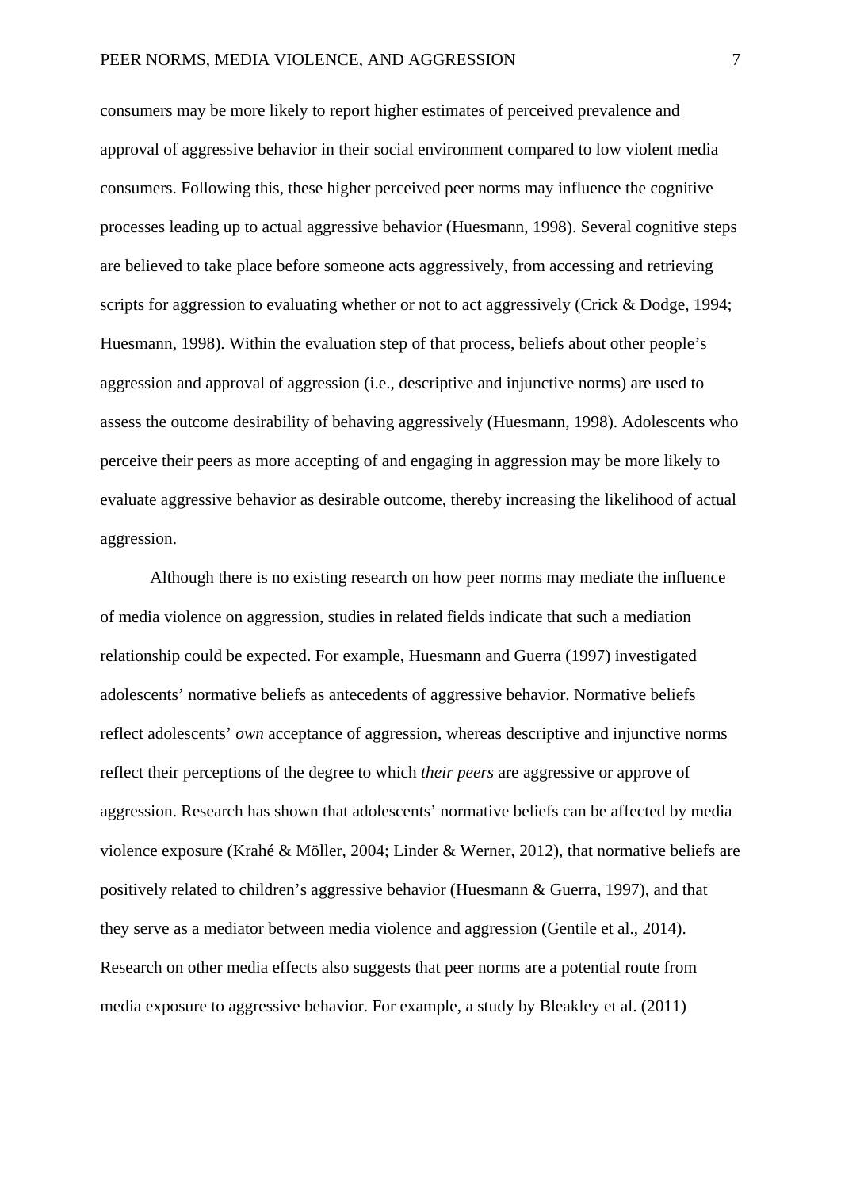consumers may be more likely to report higher estimates of perceived prevalence and approval of aggressive behavior in their social environment compared to low violent media consumers. Following this, these higher perceived peer norms may influence the cognitive processes leading up to actual aggressive behavior (Huesmann, 1998). Several cognitive steps are believed to take place before someone acts aggressively, from accessing and retrieving scripts for aggression to evaluating whether or not to act aggressively (Crick & Dodge, 1994; Huesmann, 1998). Within the evaluation step of that process, beliefs about other people's aggression and approval of aggression (i.e., descriptive and injunctive norms) are used to assess the outcome desirability of behaving aggressively (Huesmann, 1998). Adolescents who perceive their peers as more accepting of and engaging in aggression may be more likely to evaluate aggressive behavior as desirable outcome, thereby increasing the likelihood of actual aggression.

Although there is no existing research on how peer norms may mediate the influence of media violence on aggression, studies in related fields indicate that such a mediation relationship could be expected. For example, Huesmann and Guerra (1997) investigated adolescents' normative beliefs as antecedents of aggressive behavior. Normative beliefs reflect adolescents' *own* acceptance of aggression, whereas descriptive and injunctive norms reflect their perceptions of the degree to which *their peers* are aggressive or approve of aggression. Research has shown that adolescents' normative beliefs can be affected by media violence exposure (Krahé & Möller, 2004; Linder & Werner, 2012), that normative beliefs are positively related to children's aggressive behavior (Huesmann & Guerra, 1997), and that they serve as a mediator between media violence and aggression (Gentile et al., 2014). Research on other media effects also suggests that peer norms are a potential route from media exposure to aggressive behavior. For example, a study by Bleakley et al. (2011)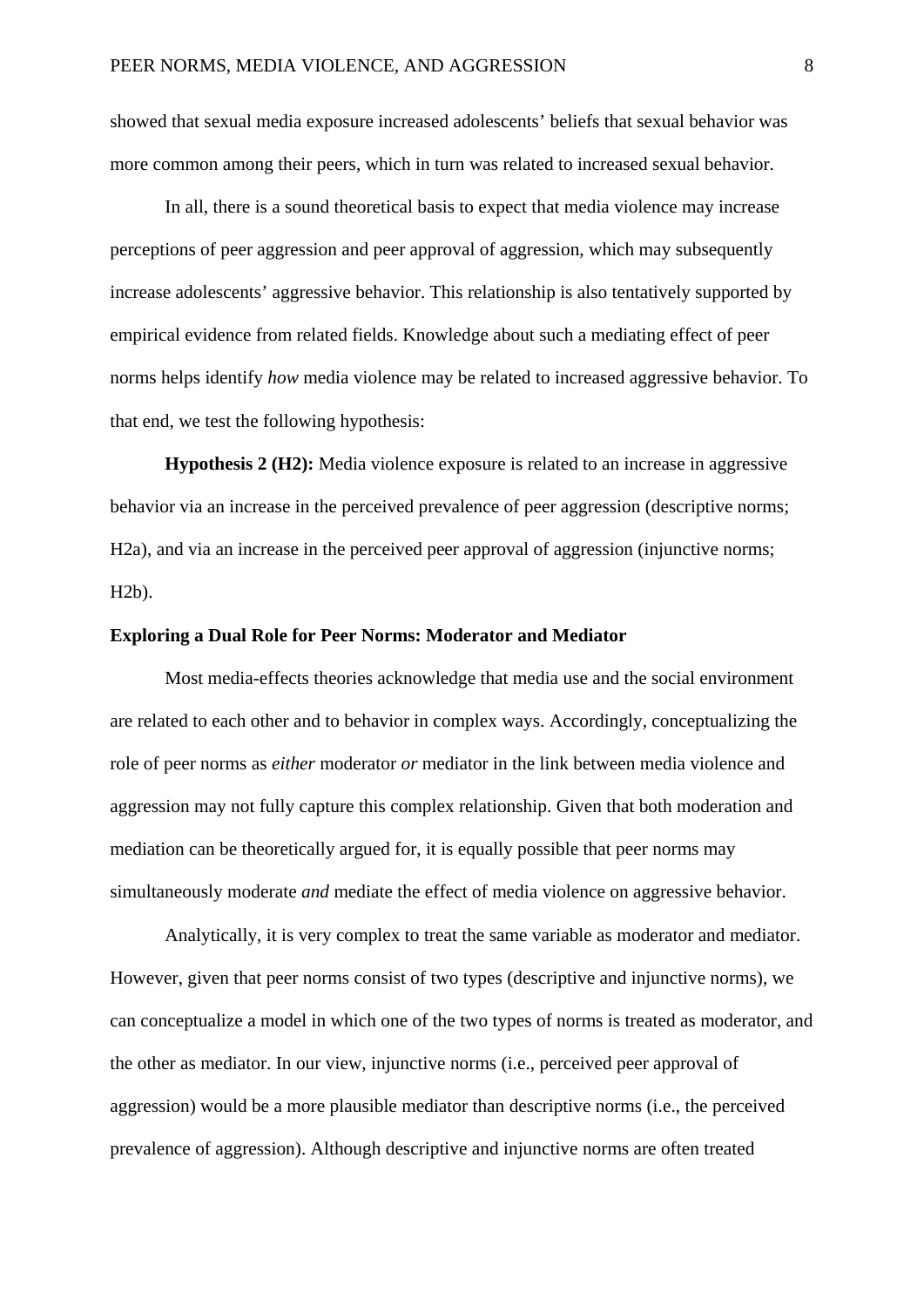showed that sexual media exposure increased adolescents' beliefs that sexual behavior was more common among their peers, which in turn was related to increased sexual behavior.

In all, there is a sound theoretical basis to expect that media violence may increase perceptions of peer aggression and peer approval of aggression, which may subsequently increase adolescents' aggressive behavior. This relationship is also tentatively supported by empirical evidence from related fields. Knowledge about such a mediating effect of peer norms helps identify *how* media violence may be related to increased aggressive behavior. To that end, we test the following hypothesis:

**Hypothesis 2 (H2):** Media violence exposure is related to an increase in aggressive behavior via an increase in the perceived prevalence of peer aggression (descriptive norms; H2a), and via an increase in the perceived peer approval of aggression (injunctive norms; H2b).

**Exploring a Dual Role for Peer Norms: Moderator and Mediator**

Most media-effects theories acknowledge that media use and the social environment are related to each other and to behavior in complex ways. Accordingly, conceptualizing the role of peer norms as *either* moderator *or* mediator in the link between media violence and aggression may not fully capture this complex relationship. Given that both moderation and mediation can be theoretically argued for, it is equally possible that peer norms may simultaneously moderate *and* mediate the effect of media violence on aggressive behavior.

Analytically, it is very complex to treat the same variable as moderator and mediator. However, given that peer norms consist of two types (descriptive and injunctive norms), we can conceptualize a model in which one of the two types of norms is treated as moderator, and the other as mediator. In our view, injunctive norms (i.e., perceived peer approval of aggression) would be a more plausible mediator than descriptive norms (i.e., the perceived prevalence of aggression). Although descriptive and injunctive norms are often treated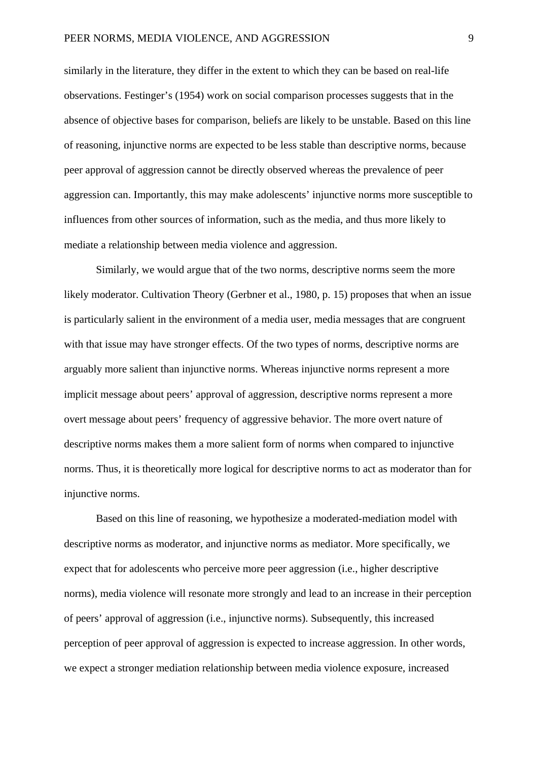similarly in the literature, they differ in the extent to which they can be based on real-life observations. Festinger's (1954) work on social comparison processes suggests that in the absence of objective bases for comparison, beliefs are likely to be unstable. Based on this line of reasoning, injunctive norms are expected to be less stable than descriptive norms, because peer approval of aggression cannot be directly observed whereas the prevalence of peer aggression can. Importantly, this may make adolescents' injunctive norms more susceptible to influences from other sources of information, such as the media, and thus more likely to mediate a relationship between media violence and aggression.

Similarly, we would argue that of the two norms, descriptive norms seem the more likely moderator. Cultivation Theory (Gerbner et al., 1980, p. 15) proposes that when an issue is particularly salient in the environment of a media user, media messages that are congruent with that issue may have stronger effects. Of the two types of norms, descriptive norms are arguably more salient than injunctive norms. Whereas injunctive norms represent a more implicit message about peers' approval of aggression, descriptive norms represent a more overt message about peers' frequency of aggressive behavior. The more overt nature of descriptive norms makes them a more salient form of norms when compared to injunctive norms. Thus, it is theoretically more logical for descriptive norms to act as moderator than for injunctive norms.

Based on this line of reasoning, we hypothesize a moderated-mediation model with descriptive norms as moderator, and injunctive norms as mediator. More specifically, we expect that for adolescents who perceive more peer aggression (i.e., higher descriptive norms), media violence will resonate more strongly and lead to an increase in their perception of peers' approval of aggression (i.e., injunctive norms). Subsequently, this increased perception of peer approval of aggression is expected to increase aggression. In other words, we expect a stronger mediation relationship between media violence exposure, increased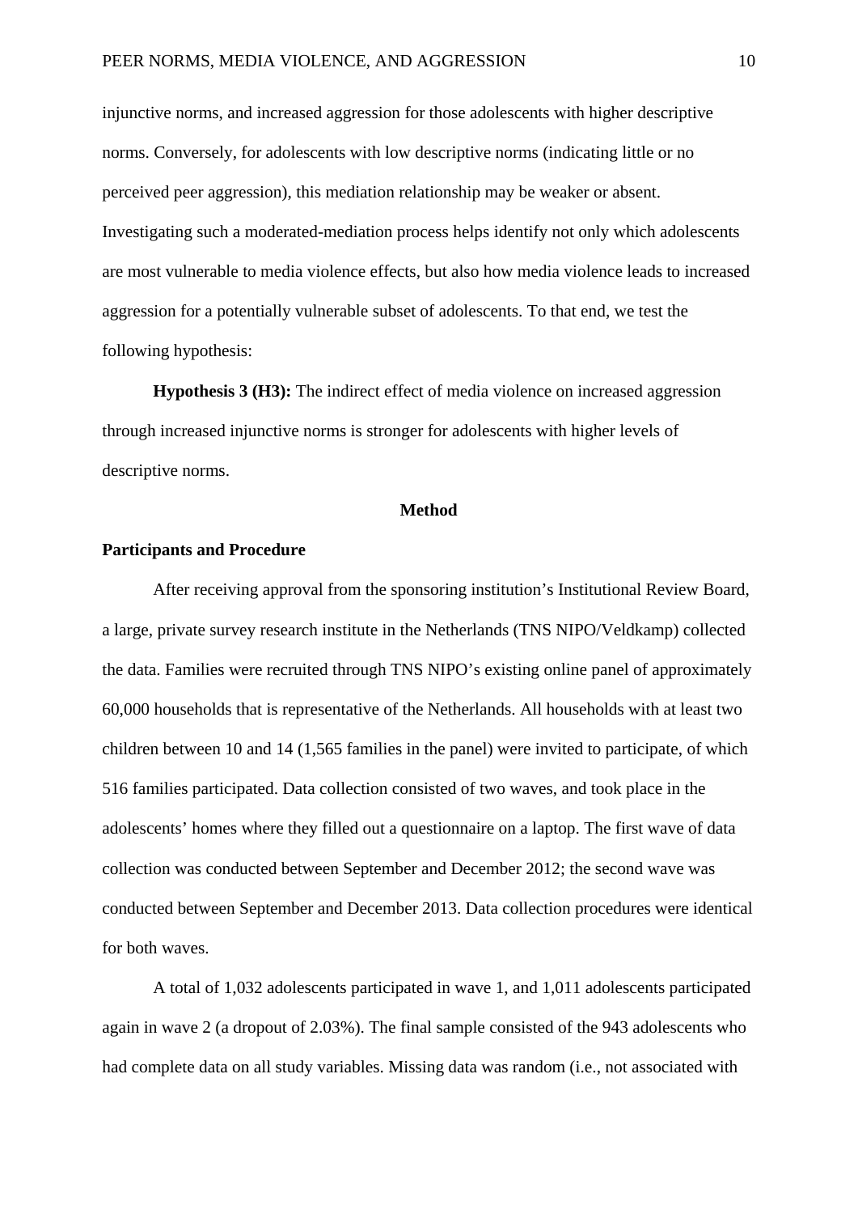injunctive norms, and increased aggression for those adolescents with higher descriptive norms. Conversely, for adolescents with low descriptive norms (indicating little or no perceived peer aggression), this mediation relationship may be weaker or absent. Investigating such a moderated-mediation process helps identify not only which adolescents are most vulnerable to media violence effects, but also how media violence leads to increased aggression for a potentially vulnerable subset of adolescents. To that end, we test the following hypothesis:

**Hypothesis 3 (H3):** The indirect effect of media violence on increased aggression through increased injunctive norms is stronger for adolescents with higher levels of descriptive norms.

## Method

### Participants and Procedure

After receiving approval from the sponsoring institution's Institutional Review Board, a large, private survey research institute in the Netherlands (TNS NIPO/Veldkamp) collected the data. Families were recruited through TNS NIPO's existing online panel of approximately 60,000 households that is representative of the Netherlands. All households with at least two children between 10 and 14 (1,565 families in the panel) were invited to participate, of which 516 families participated. Data collection consisted of two waves, and took place in the adolescents' homes where they filled out a questionnaire on a laptop. The first wave of data collection was conducted between September and December 2012; the second wave was conducted between September and December 2013. Data collection procedures were identical for both waves.

A total of 1,032 adolescents participated in wave 1, and 1,011 adolescents participated again in wave 2 (a dropout of 2.03%). The final sample consisted of the 943 adolescents who had complete data on all study variables. Missing data was random (i.e., not associated with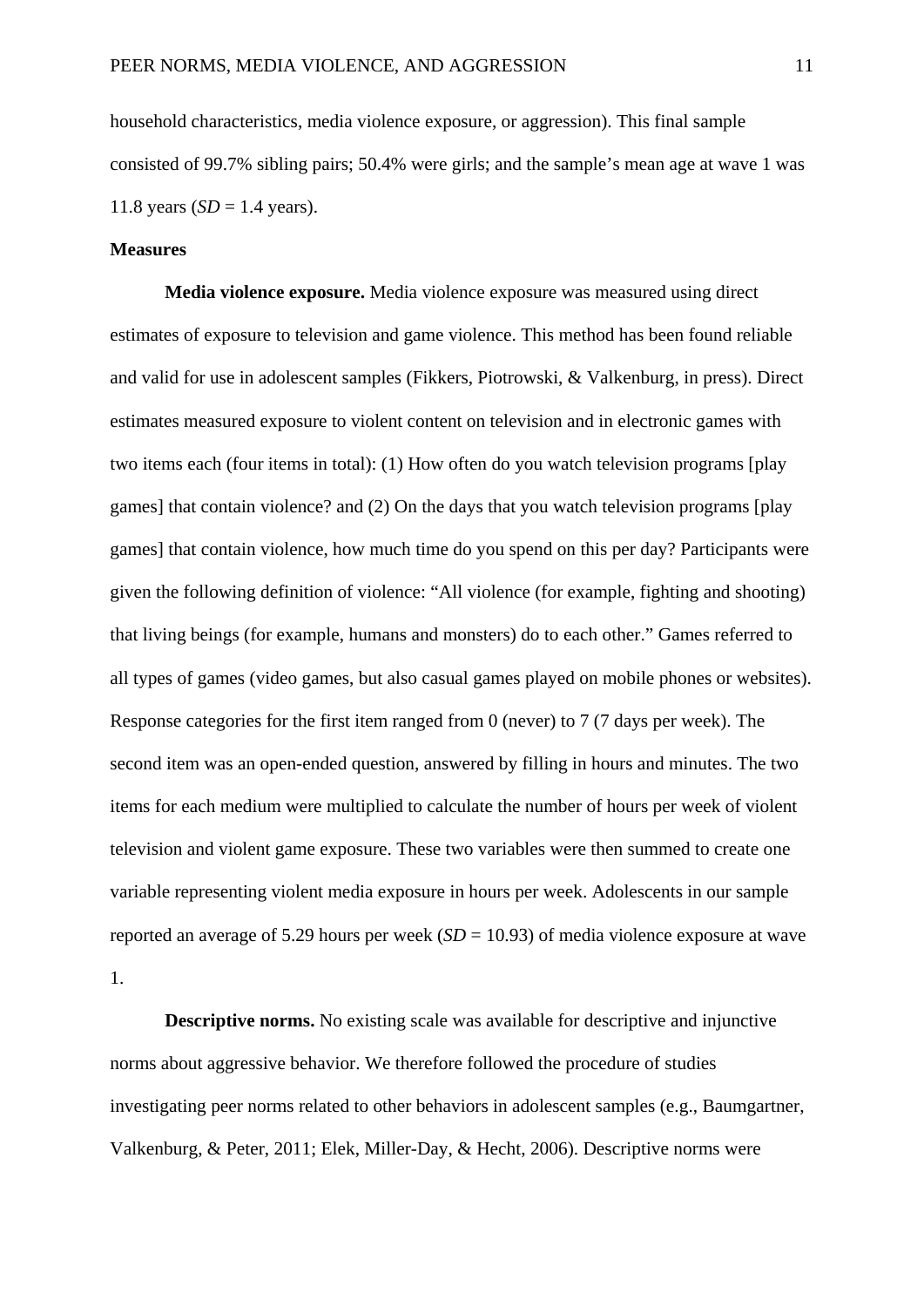household characteristics, media violence exposure, or aggression). This final sample consisted of 99.7% sibling pairs; 50.4% were girls; and the sample's mean age at wave 1 was 11.8 years (*SD* = 1.4 years).

## Measures

**Media violence exposure.** Media violence exposure was measured using direct estimates of exposure to television and game violence. This method has been found reliable and valid for use in adolescent samples (Fikkers, Piotrowski, & Valkenburg, in press). Direct estimates measured exposure to violent content on television and in electronic games with two items each (four items in total): (1) How often do you watch television programs [play games] that contain violence? and (2) On the days that you watch television programs [play games] that contain violence, how much time do you spend on this per day? Participants were given the following definition of violence: "All violence (for example, fighting and shooting) that living beings (for example, humans and monsters) do to each other." Games referred to all types of games (video games, but also casual games played on mobile phones or websites). Response categories for the first item ranged from 0 (never) to 7 (7 days per week). The second item was an open-ended question, answered by filling in hours and minutes. The two items for each medium were multiplied to calculate the number of hours per week of violent television and violent game exposure. These two variables were then summed to create one variable representing violent media exposure in hours per week. Adolescents in our sample reported an average of 5.29 hours per week (*SD* = 10.93) of media violence exposure at wave 1.

**Descriptive norms.** No existing scale was available for descriptive and injunctive norms about aggressive behavior. We therefore followed the procedure of studies investigating peer norms related to other behaviors in adolescent samples (e.g., Baumgartner, Valkenburg, & Peter, 2011; Elek, Miller-Day, & Hecht, 2006). Descriptive norms were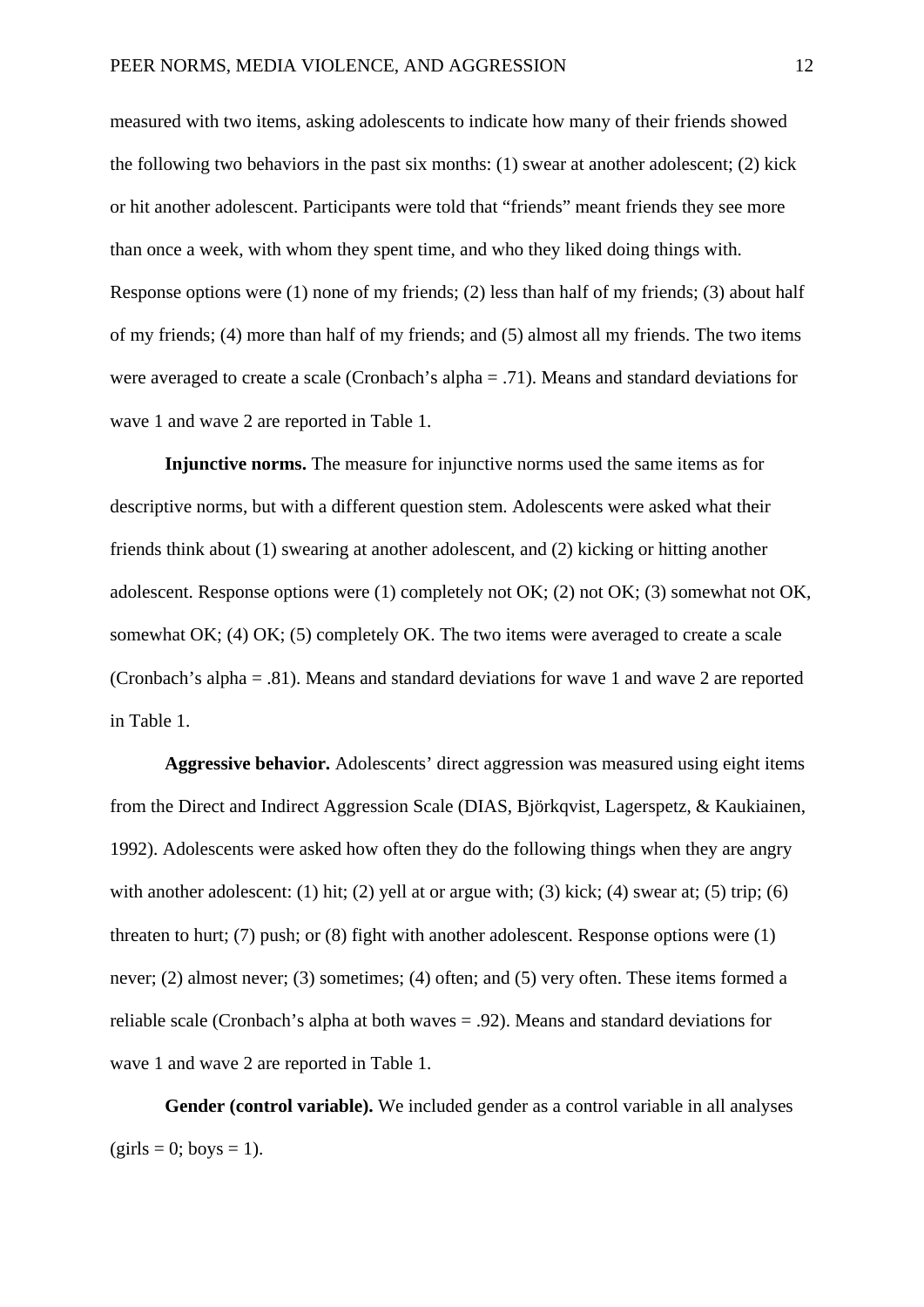measured with two items, asking adolescents to indicate how many of their friends showed the following two behaviors in the past six months: (1) swear at another adolescent; (2) kick or hit another adolescent. Participants were told that "friends" meant friends they see more than once a week, with whom they spent time, and who they liked doing things with. Response options were (1) none of my friends; (2) less than half of my friends; (3) about half of my friends; (4) more than half of my friends; and (5) almost all my friends. The two items were averaged to create a scale (Cronbach's alpha = .71). Means and standard deviations for wave 1 and wave 2 are reported in Table 1.

**Injunctive norms.** The measure for injunctive norms used the same items as for descriptive norms, but with a different question stem. Adolescents were asked what their friends think about (1) swearing at another adolescent, and (2) kicking or hitting another adolescent. Response options were (1) completely not OK; (2) not OK; (3) somewhat not OK, somewhat OK; (4) OK; (5) completely OK. The two items were averaged to create a scale (Cronbach's alpha = .81). Means and standard deviations for wave 1 and wave 2 are reported in Table 1.

**Aggressive behavior.** Adolescents' direct aggression was measured using eight items from the Direct and Indirect Aggression Scale (DIAS, Björkqvist, Lagerspetz, & Kaukiainen, 1992). Adolescents were asked how often they do the following things when they are angry with another adolescent: (1) hit; (2) yell at or argue with; (3) kick; (4) swear at; (5) trip; (6) threaten to hurt; (7) push; or (8) fight with another adolescent. Response options were (1) never; (2) almost never; (3) sometimes; (4) often; and (5) very often. These items formed a reliable scale (Cronbach's alpha at both waves = .92). Means and standard deviations for wave 1 and wave 2 are reported in Table 1.

**Gender (control variable).** We included gender as a control variable in all analyses (girls = 0; boys = 1).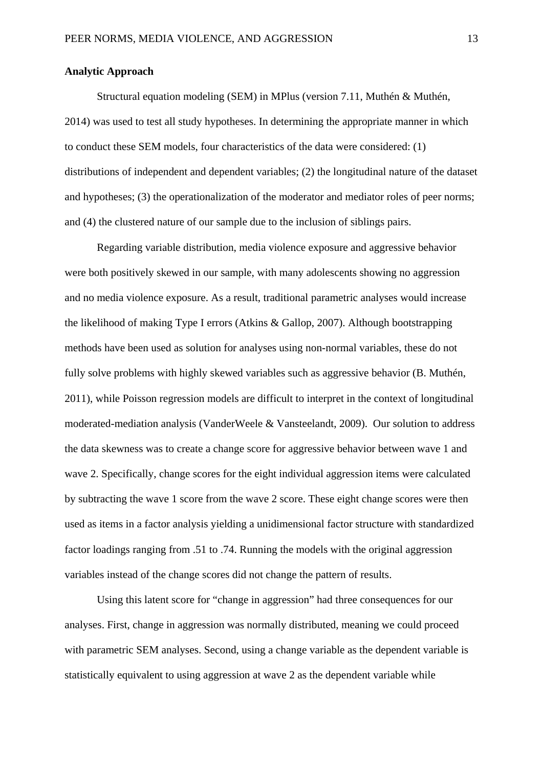**Analytic Approach**

Structural equation modeling (SEM) in MPlus (version 7.11, Muthén & Muthén, 2014) was used to test all study hypotheses. In determining the appropriate manner in which to conduct these SEM models, four characteristics of the data were considered: (1) distributions of independent and dependent variables; (2) the longitudinal nature of the dataset and hypotheses; (3) the operationalization of the moderator and mediator roles of peer norms; and (4) the clustered nature of our sample due to the inclusion of siblings pairs.

Regarding variable distribution, media violence exposure and aggressive behavior were both positively skewed in our sample, with many adolescents showing no aggression and no media violence exposure. As a result, traditional parametric analyses would increase the likelihood of making Type I errors (Atkins & Gallop, 2007). Although bootstrapping methods have been used as solution for analyses using non-normal variables, these do not fully solve problems with highly skewed variables such as aggressive behavior (B. Muthén, 2011), while Poisson regression models are difficult to interpret in the context of longitudinal moderated-mediation analysis (VanderWeele & Vansteelandt, 2009). Our solution to address the data skewness was to create a change score for aggressive behavior between wave 1 and wave 2. Specifically, change scores for the eight individual aggression items were calculated by subtracting the wave 1 score from the wave 2 score. These eight change scores were then used as items in a factor analysis yielding a unidimensional factor structure with standardized factor loadings ranging from .51 to .74. Running the models with the original aggression variables instead of the change scores did not change the pattern of results.

Using this latent score for "change in aggression" had three consequences for our analyses. First, change in aggression was normally distributed, meaning we could proceed with parametric SEM analyses. Second, using a change variable as the dependent variable is statistically equivalent to using aggression at wave 2 as the dependent variable while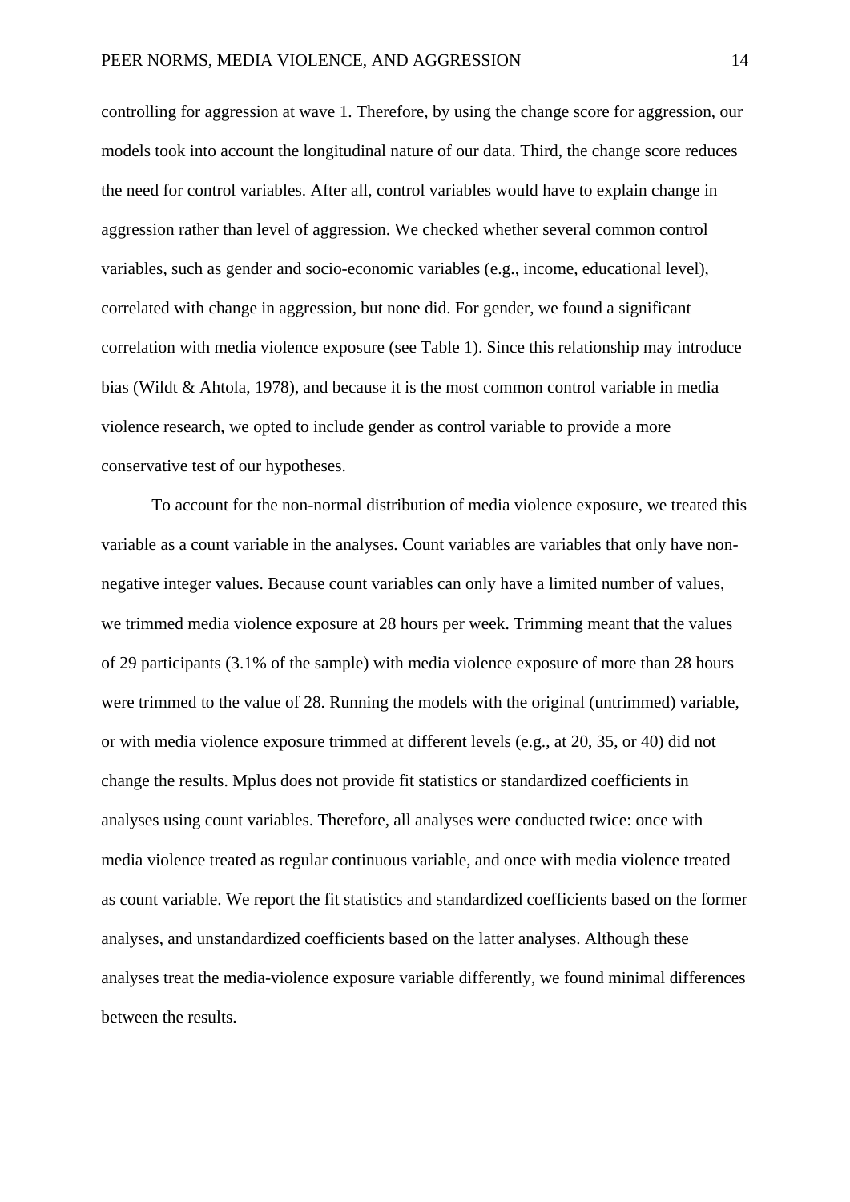controlling for aggression at wave 1. Therefore, by using the change score for aggression, our models took into account the longitudinal nature of our data. Third, the change score reduces the need for control variables. After all, control variables would have to explain change in aggression rather than level of aggression. We checked whether several common control variables, such as gender and socio-economic variables (e.g., income, educational level), correlated with change in aggression, but none did. For gender, we found a significant correlation with media violence exposure (see Table 1). Since this relationship may introduce bias (Wildt & Ahtola, 1978), and because it is the most common control variable in media violence research, we opted to include gender as control variable to provide a more conservative test of our hypotheses.

To account for the non-normal distribution of media violence exposure, we treated this variable as a count variable in the analyses. Count variables are variables that only have non-negative integer values. Because count variables can only have a limited number of values, we trimmed media violence exposure at 28 hours per week. Trimming meant that the values of 29 participants (3.1% of the sample) with media violence exposure of more than 28 hours were trimmed to the value of 28. Running the models with the original (untrimmed) variable, or with media violence exposure trimmed at different levels (e.g., at 20, 35, or 40) did not change the results. Mplus does not provide fit statistics or standardized coefficients in analyses using count variables. Therefore, all analyses were conducted twice: once with media violence treated as regular continuous variable, and once with media violence treated as count variable. We report the fit statistics and standardized coefficients based on the former analyses, and unstandardized coefficients based on the latter analyses. Although these analyses treat the media-violence exposure variable differently, we found minimal differences between the results.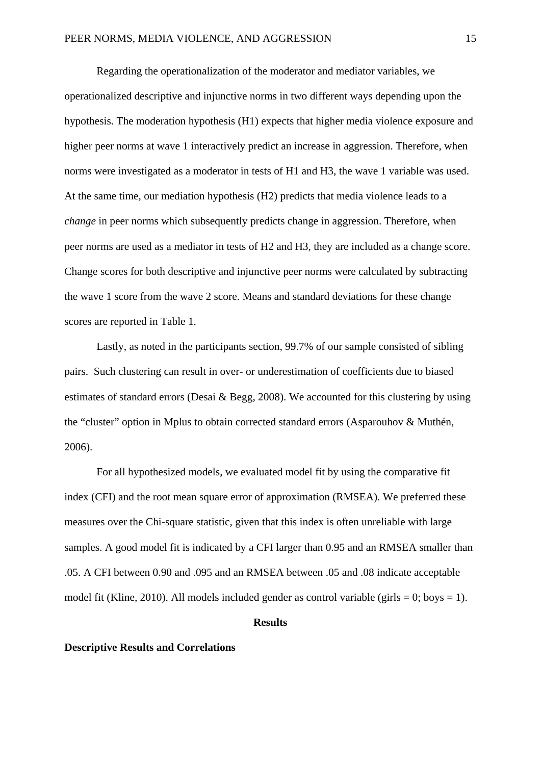Regarding the operationalization of the moderator and mediator variables, we operationalized descriptive and injunctive norms in two different ways depending upon the hypothesis. The moderation hypothesis (H1) expects that higher media violence exposure and higher peer norms at wave 1 interactively predict an increase in aggression. Therefore, when norms were investigated as a moderator in tests of H1 and H3, the wave 1 variable was used. At the same time, our mediation hypothesis (H2) predicts that media violence leads to a *change* in peer norms which subsequently predicts change in aggression. Therefore, when peer norms are used as a mediator in tests of H2 and H3, they are included as a change score. Change scores for both descriptive and injunctive peer norms were calculated by subtracting the wave 1 score from the wave 2 score. Means and standard deviations for these change scores are reported in Table 1.

Lastly, as noted in the participants section, 99.7% of our sample consisted of sibling pairs. Such clustering can result in over- or underestimation of coefficients due to biased estimates of standard errors (Desai & Begg, 2008). We accounted for this clustering by using the "cluster" option in Mplus to obtain corrected standard errors (Asparouhov & Muthén, 2006).

For all hypothesized models, we evaluated model fit by using the comparative fit index (CFI) and the root mean square error of approximation (RMSEA). We preferred these measures over the Chi-square statistic, given that this index is often unreliable with large samples. A good model fit is indicated by a CFI larger than 0.95 and an RMSEA smaller than .05. A CFI between 0.90 and .095 and an RMSEA between .05 and .08 indicate acceptable model fit (Kline, 2010). All models included gender as control variable (girls = 0; boys = 1).

# Results

## Descriptive Results and Correlations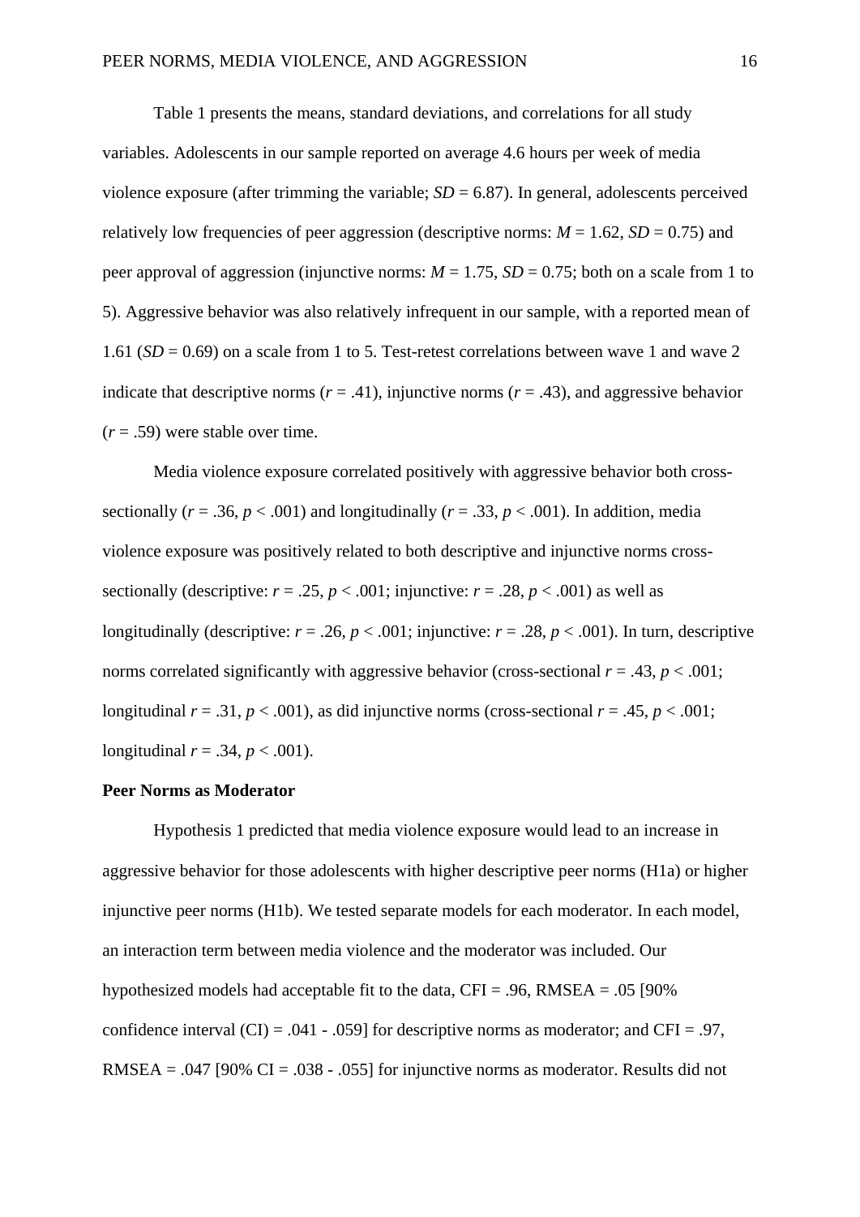Table 1 presents the means, standard deviations, and correlations for all study variables. Adolescents in our sample reported on average 4.6 hours per week of media violence exposure (after trimming the variable; *SD* = 6.87). In general, adolescents perceived relatively low frequencies of peer aggression (descriptive norms: $M = 1.62$, $SD = 0.75$) and peer approval of aggression (injunctive norms: $M = 1.75$, $SD = 0.75$; both on a scale from 1 to 5). Aggressive behavior was also relatively infrequent in our sample, with a reported mean of 1.61 ($SD = 0.69$) on a scale from 1 to 5. Test-retest correlations between wave 1 and wave 2 indicate that descriptive norms ($r = .41$), injunctive norms ($r = .43$), and aggressive behavior ($r = .59$) were stable over time.

Media violence exposure correlated positively with aggressive behavior both cross-sectionally ($r = .36$, $p < .001$) and longitudinally ($r = .33$, $p < .001$). In addition, media violence exposure was positively related to both descriptive and injunctive norms cross-sectionally (descriptive: $r = .25$, $p < .001$; injunctive: $r = .28$, $p < .001$) as well as longitudinally (descriptive: $r = .26$, $p < .001$; injunctive: $r = .28$, $p < .001$). In turn, descriptive norms correlated significantly with aggressive behavior (cross-sectional $r = .43$, $p < .001$; longitudinal $r = .31$, $p < .001$), as did injunctive norms (cross-sectional $r = .45$, $p < .001$; longitudinal $r = .34$, $p < .001$).

**Peer Norms as Moderator**

Hypothesis 1 predicted that media violence exposure would lead to an increase in aggressive behavior for those adolescents with higher descriptive peer norms (H1a) or higher injunctive peer norms (H1b). We tested separate models for each moderator. In each model, an interaction term between media violence and the moderator was included. Our hypothesized models had acceptable fit to the data, CFI = .96, RMSEA = .05 [90% confidence interval (CI) = .041 - .059] for descriptive norms as moderator; and CFI = .97, RMSEA = .047 [90% CI = .038 - .055] for injunctive norms as moderator. Results did not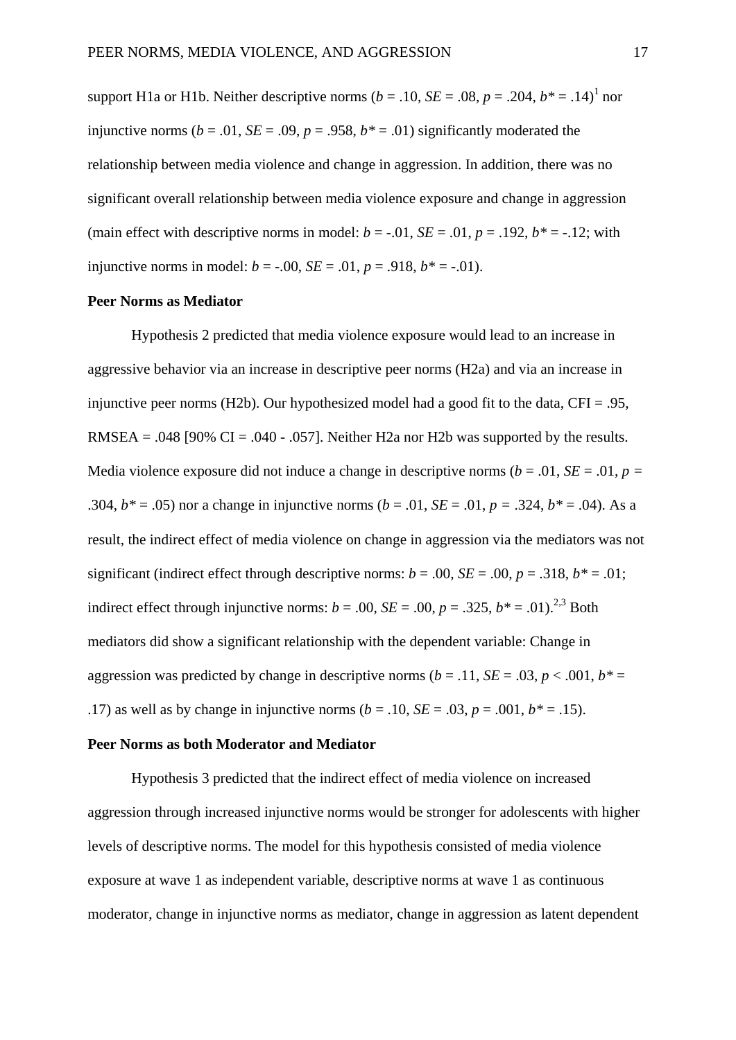support H1a or H1b. Neither descriptive norms (*b* = .10, *SE* = .08, *p* = .204, *b** = .14)[1] nor injunctive norms (*b* = .01, *SE* = .09, *p* = .958, *b** = .01) significantly moderated the relationship between media violence and change in aggression. In addition, there was no significant overall relationship between media violence exposure and change in aggression (main effect with descriptive norms in model: *b* = -.01, *SE* = .01, *p* = .192, *b** = -.12; with injunctive norms in model: *b* = -.00, *SE* = .01, *p* = .918, *b** = -.01).

**Peer Norms as Mediator**

Hypothesis 2 predicted that media violence exposure would lead to an increase in aggressive behavior via an increase in descriptive peer norms (H2a) and via an increase in injunctive peer norms (H2b). Our hypothesized model had a good fit to the data, CFI = .95, RMSEA = .048 [90% CI = .040 - .057]. Neither H2a nor H2b was supported by the results. Media violence exposure did not induce a change in descriptive norms (*b* = .01, *SE* = .01, *p* = .304, *b** = .05) nor a change in injunctive norms (*b* = .01, *SE* = .01, *p* = .324, *b** = .04). As a result, the indirect effect of media violence on change in aggression via the mediators was not significant (indirect effect through descriptive norms: *b* = .00, *SE* = .00, *p* = .318, *b** = .01; indirect effect through injunctive norms: *b* = .00, *SE* = .00, *p* = .325, *b** = .01).[2,3] Both mediators did show a significant relationship with the dependent variable: Change in aggression was predicted by change in descriptive norms (*b* = .11, *SE* = .03, *p* < .001, *b** = .17) as well as by change in injunctive norms (*b* = .10, *SE* = .03, *p* = .001, *b** = .15).

**Peer Norms as both Moderator and Mediator**

Hypothesis 3 predicted that the indirect effect of media violence on increased aggression through increased injunctive norms would be stronger for adolescents with higher levels of descriptive norms. The model for this hypothesis consisted of media violence exposure at wave 1 as independent variable, descriptive norms at wave 1 as continuous moderator, change in injunctive norms as mediator, change in aggression as latent dependent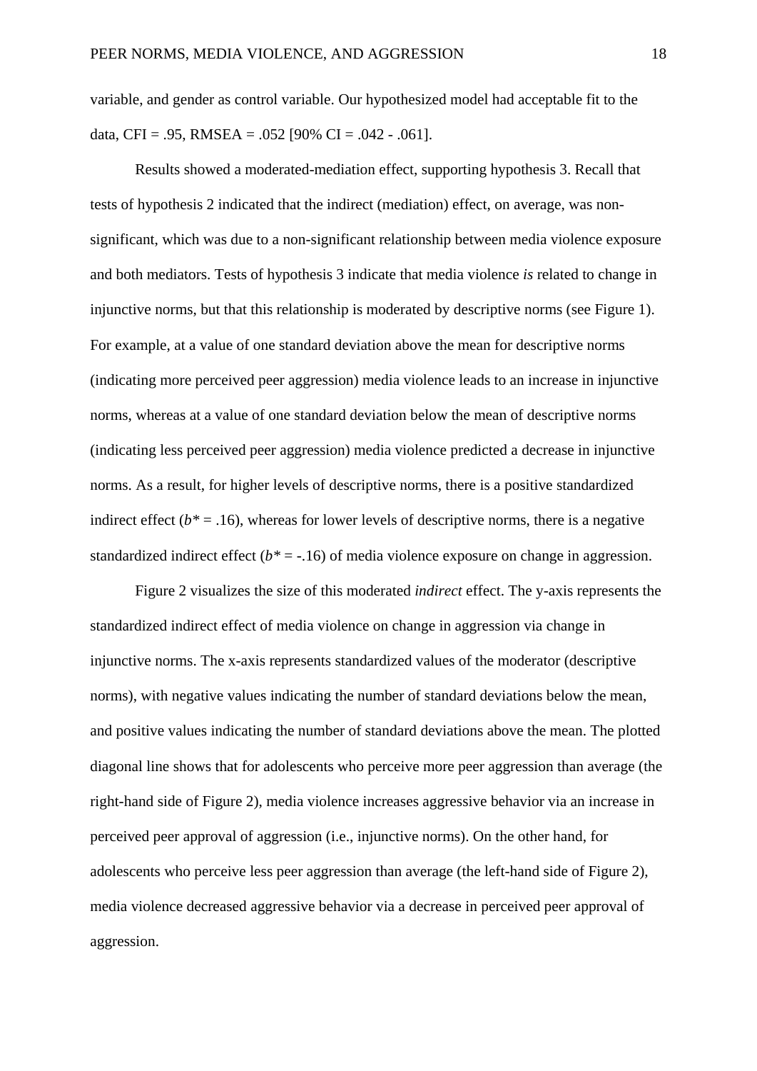variable, and gender as control variable. Our hypothesized model had acceptable fit to the data, CFI = .95, RMSEA = .052 [90% CI = .042 - .061].

Results showed a moderated-mediation effect, supporting hypothesis 3. Recall that tests of hypothesis 2 indicated that the indirect (mediation) effect, on average, was non-significant, which was due to a non-significant relationship between media violence exposure and both mediators. Tests of hypothesis 3 indicate that media violence *is* related to change in injunctive norms, but that this relationship is moderated by descriptive norms (see Figure 1). For example, at a value of one standard deviation above the mean for descriptive norms (indicating more perceived peer aggression) media violence leads to an increase in injunctive norms, whereas at a value of one standard deviation below the mean of descriptive norms (indicating less perceived peer aggression) media violence predicted a decrease in injunctive norms. As a result, for higher levels of descriptive norms, there is a positive standardized indirect effect ($b^* = .16$), whereas for lower levels of descriptive norms, there is a negative standardized indirect effect ($b^* = -.16$) of media violence exposure on change in aggression.

Figure 2 visualizes the size of this moderated *indirect* effect. The y-axis represents the standardized indirect effect of media violence on change in aggression via change in injunctive norms. The x-axis represents standardized values of the moderator (descriptive norms), with negative values indicating the number of standard deviations below the mean, and positive values indicating the number of standard deviations above the mean. The plotted diagonal line shows that for adolescents who perceive more peer aggression than average (the right-hand side of Figure 2), media violence increases aggressive behavior via an increase in perceived peer approval of aggression (i.e., injunctive norms). On the other hand, for adolescents who perceive less peer aggression than average (the left-hand side of Figure 2), media violence decreased aggressive behavior via a decrease in perceived peer approval of aggression.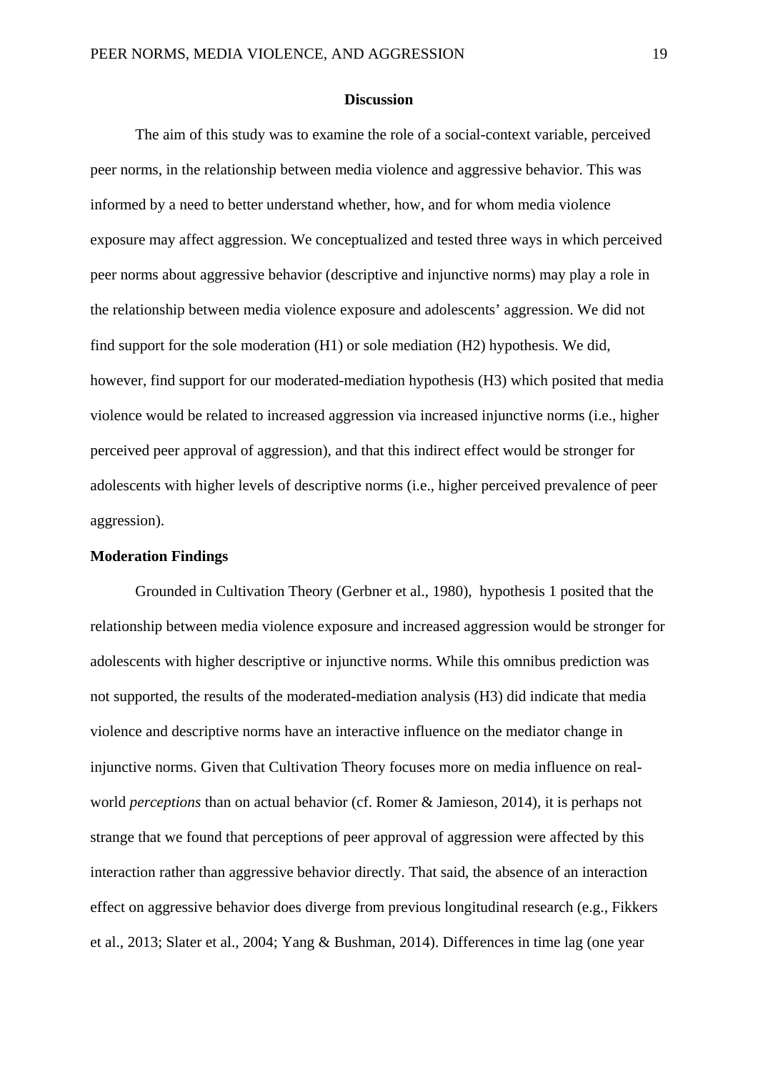## Discussion

The aim of this study was to examine the role of a social-context variable, perceived peer norms, in the relationship between media violence and aggressive behavior. This was informed by a need to better understand whether, how, and for whom media violence exposure may affect aggression. We conceptualized and tested three ways in which perceived peer norms about aggressive behavior (descriptive and injunctive norms) may play a role in the relationship between media violence exposure and adolescents' aggression. We did not find support for the sole moderation (H1) or sole mediation (H2) hypothesis. We did, however, find support for our moderated-mediation hypothesis (H3) which posited that media violence would be related to increased aggression via increased injunctive norms (i.e., higher perceived peer approval of aggression), and that this indirect effect would be stronger for adolescents with higher levels of descriptive norms (i.e., higher perceived prevalence of peer aggression).

### Moderation Findings

Grounded in Cultivation Theory (Gerbner et al., 1980), hypothesis 1 posited that the relationship between media violence exposure and increased aggression would be stronger for adolescents with higher descriptive or injunctive norms. While this omnibus prediction was not supported, the results of the moderated-mediation analysis (H3) did indicate that media violence and descriptive norms have an interactive influence on the mediator change in injunctive norms. Given that Cultivation Theory focuses more on media influence on real-world *perceptions* than on actual behavior (cf. Romer & Jamieson, 2014), it is perhaps not strange that we found that perceptions of peer approval of aggression were affected by this interaction rather than aggressive behavior directly. That said, the absence of an interaction effect on aggressive behavior does diverge from previous longitudinal research (e.g., Fikkers et al., 2013; Slater et al., 2004; Yang & Bushman, 2014). Differences in time lag (one year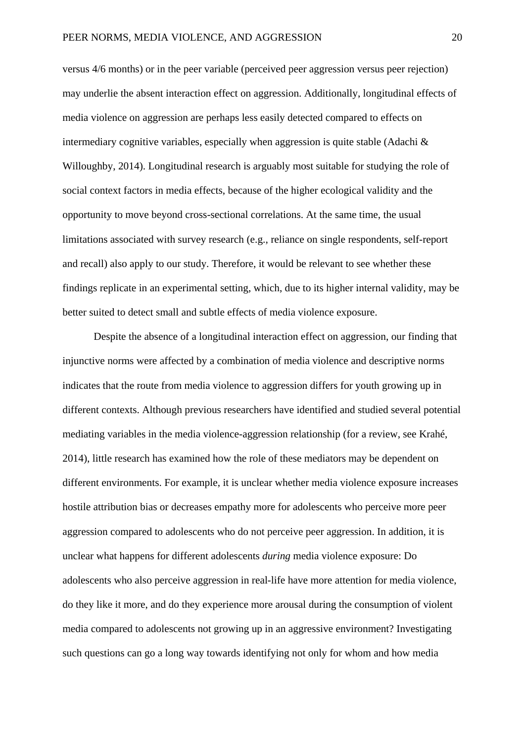versus 4/6 months) or in the peer variable (perceived peer aggression versus peer rejection) may underlie the absent interaction effect on aggression. Additionally, longitudinal effects of media violence on aggression are perhaps less easily detected compared to effects on intermediary cognitive variables, especially when aggression is quite stable (Adachi & Willoughby, 2014). Longitudinal research is arguably most suitable for studying the role of social context factors in media effects, because of the higher ecological validity and the opportunity to move beyond cross-sectional correlations. At the same time, the usual limitations associated with survey research (e.g., reliance on single respondents, self-report and recall) also apply to our study. Therefore, it would be relevant to see whether these findings replicate in an experimental setting, which, due to its higher internal validity, may be better suited to detect small and subtle effects of media violence exposure.

Despite the absence of a longitudinal interaction effect on aggression, our finding that injunctive norms were affected by a combination of media violence and descriptive norms indicates that the route from media violence to aggression differs for youth growing up in different contexts. Although previous researchers have identified and studied several potential mediating variables in the media violence-aggression relationship (for a review, see Krahé, 2014), little research has examined how the role of these mediators may be dependent on different environments. For example, it is unclear whether media violence exposure increases hostile attribution bias or decreases empathy more for adolescents who perceive more peer aggression compared to adolescents who do not perceive peer aggression. In addition, it is unclear what happens for different adolescents *during* media violence exposure: Do adolescents who also perceive aggression in real-life have more attention for media violence, do they like it more, and do they experience more arousal during the consumption of violent media compared to adolescents not growing up in an aggressive environment? Investigating such questions can go a long way towards identifying not only for whom and how media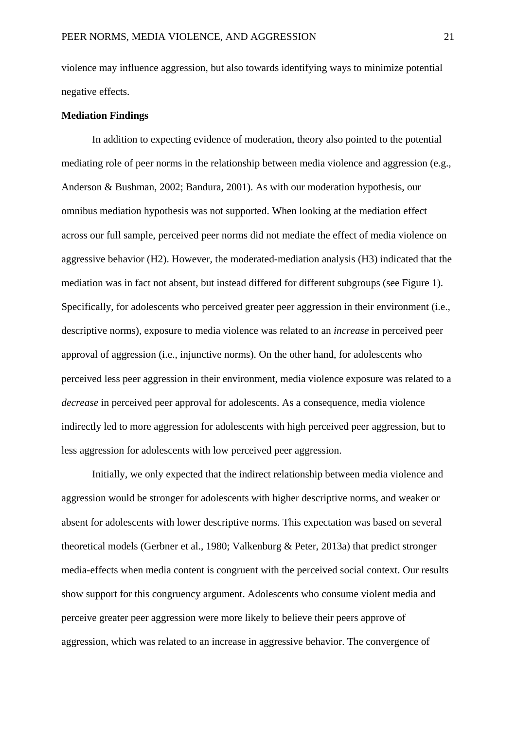violence may influence aggression, but also towards identifying ways to minimize potential negative effects.

**Mediation Findings**

In addition to expecting evidence of moderation, theory also pointed to the potential mediating role of peer norms in the relationship between media violence and aggression (e.g., Anderson & Bushman, 2002; Bandura, 2001). As with our moderation hypothesis, our omnibus mediation hypothesis was not supported. When looking at the mediation effect across our full sample, perceived peer norms did not mediate the effect of media violence on aggressive behavior (H2). However, the moderated-mediation analysis (H3) indicated that the mediation was in fact not absent, but instead differed for different subgroups (see Figure 1). Specifically, for adolescents who perceived greater peer aggression in their environment (i.e., descriptive norms), exposure to media violence was related to an *increase* in perceived peer approval of aggression (i.e., injunctive norms). On the other hand, for adolescents who perceived less peer aggression in their environment, media violence exposure was related to a *decrease* in perceived peer approval for adolescents. As a consequence, media violence indirectly led to more aggression for adolescents with high perceived peer aggression, but to less aggression for adolescents with low perceived peer aggression.

Initially, we only expected that the indirect relationship between media violence and aggression would be stronger for adolescents with higher descriptive norms, and weaker or absent for adolescents with lower descriptive norms. This expectation was based on several theoretical models (Gerbner et al., 1980; Valkenburg & Peter, 2013a) that predict stronger media-effects when media content is congruent with the perceived social context. Our results show support for this congruency argument. Adolescents who consume violent media and perceive greater peer aggression were more likely to believe their peers approve of aggression, which was related to an increase in aggressive behavior. The convergence of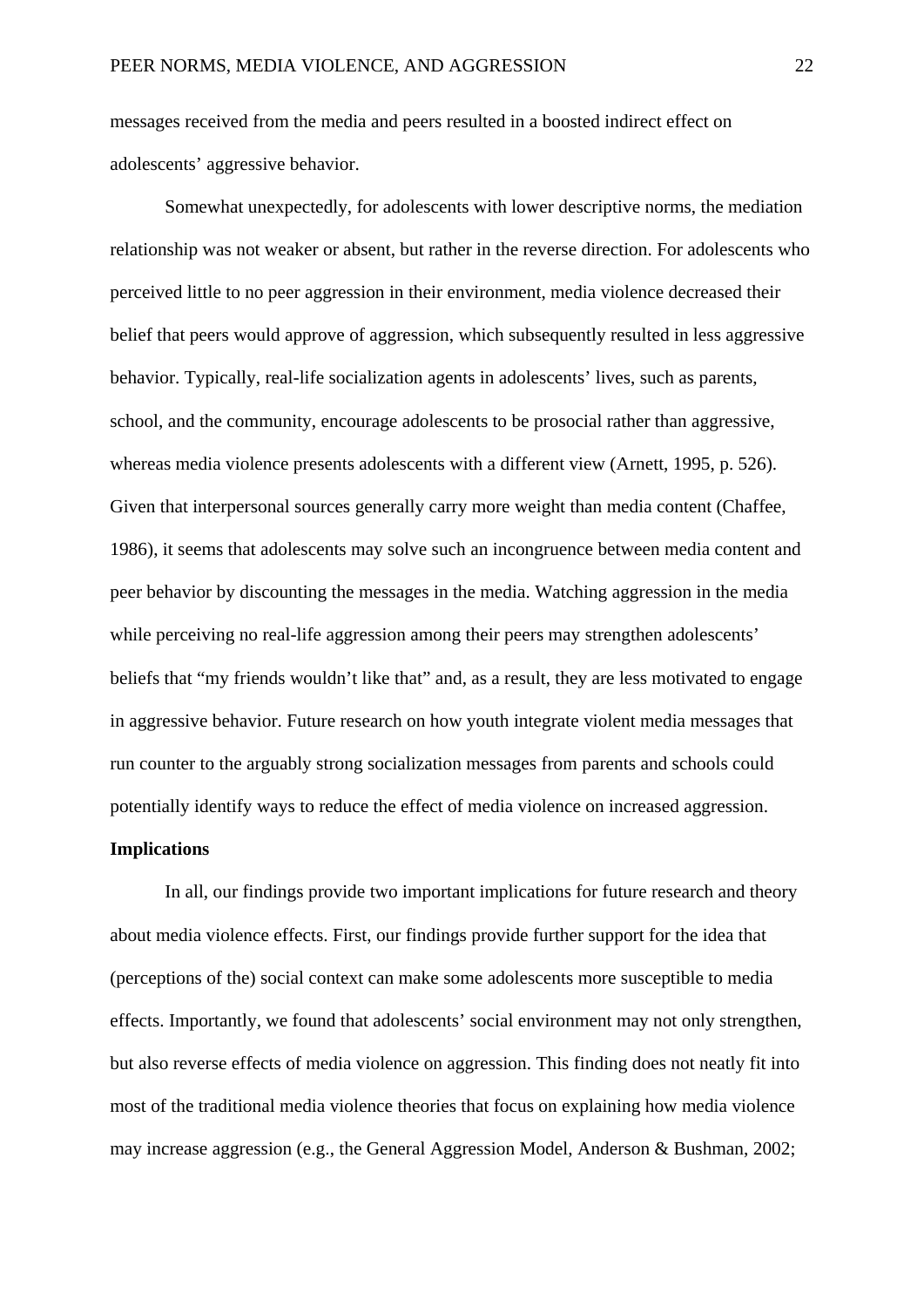messages received from the media and peers resulted in a boosted indirect effect on adolescents' aggressive behavior.

Somewhat unexpectedly, for adolescents with lower descriptive norms, the mediation relationship was not weaker or absent, but rather in the reverse direction. For adolescents who perceived little to no peer aggression in their environment, media violence decreased their belief that peers would approve of aggression, which subsequently resulted in less aggressive behavior. Typically, real-life socialization agents in adolescents' lives, such as parents, school, and the community, encourage adolescents to be prosocial rather than aggressive, whereas media violence presents adolescents with a different view (Arnett, 1995, p. 526). Given that interpersonal sources generally carry more weight than media content (Chaffee, 1986), it seems that adolescents may solve such an incongruence between media content and peer behavior by discounting the messages in the media. Watching aggression in the media while perceiving no real-life aggression among their peers may strengthen adolescents' beliefs that "my friends wouldn't like that" and, as a result, they are less motivated to engage in aggressive behavior. Future research on how youth integrate violent media messages that run counter to the arguably strong socialization messages from parents and schools could potentially identify ways to reduce the effect of media violence on increased aggression.

**Implications**

In all, our findings provide two important implications for future research and theory about media violence effects. First, our findings provide further support for the idea that (perceptions of the) social context can make some adolescents more susceptible to media effects. Importantly, we found that adolescents' social environment may not only strengthen, but also reverse effects of media violence on aggression. This finding does not neatly fit into most of the traditional media violence theories that focus on explaining how media violence may increase aggression (e.g., the General Aggression Model, Anderson & Bushman, 2002;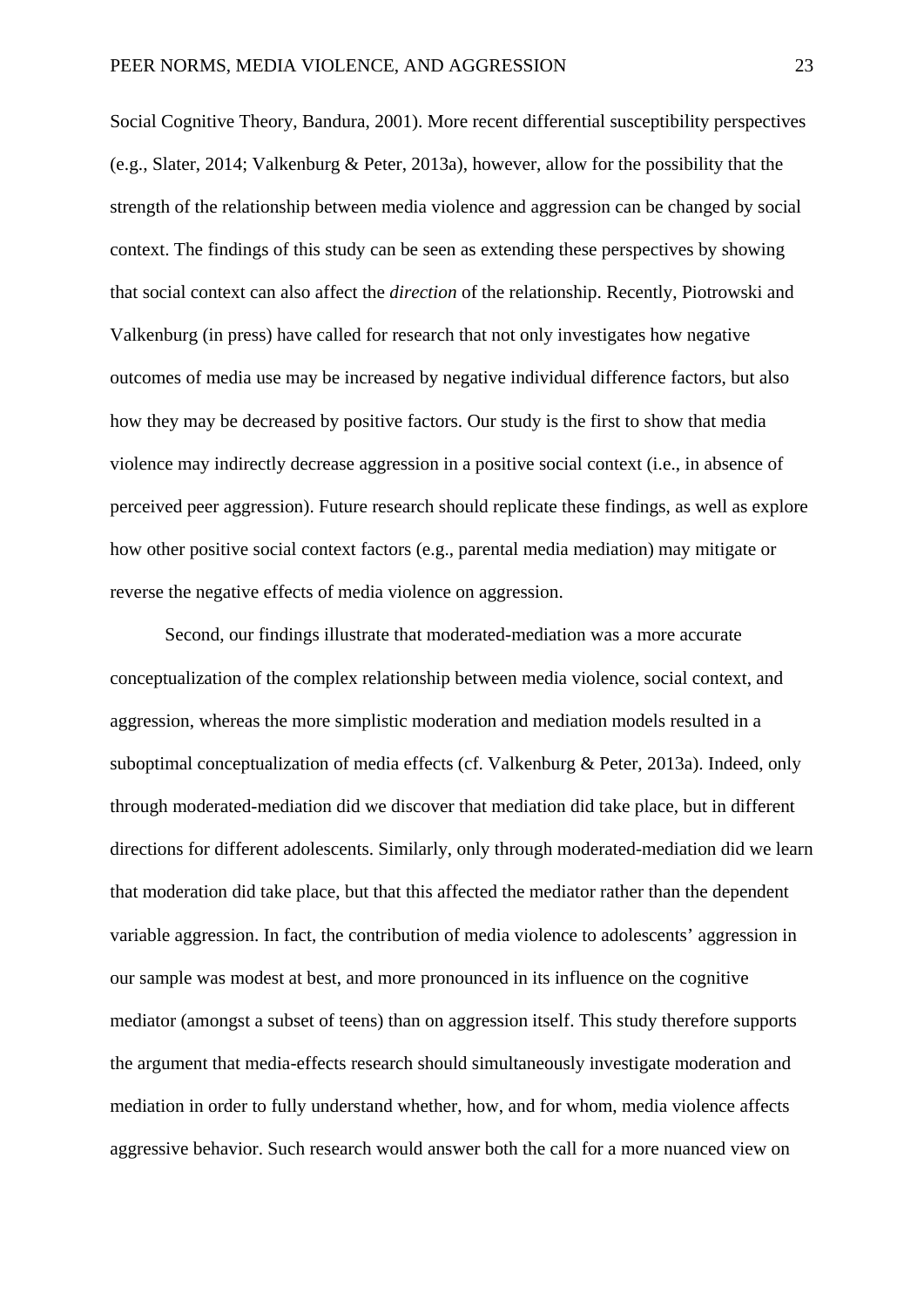Social Cognitive Theory, Bandura, 2001). More recent differential susceptibility perspectives (e.g., Slater, 2014; Valkenburg & Peter, 2013a), however, allow for the possibility that the strength of the relationship between media violence and aggression can be changed by social context. The findings of this study can be seen as extending these perspectives by showing that social context can also affect the *direction* of the relationship. Recently, Piotrowski and Valkenburg (in press) have called for research that not only investigates how negative outcomes of media use may be increased by negative individual difference factors, but also how they may be decreased by positive factors. Our study is the first to show that media violence may indirectly decrease aggression in a positive social context (i.e., in absence of perceived peer aggression). Future research should replicate these findings, as well as explore how other positive social context factors (e.g., parental media mediation) may mitigate or reverse the negative effects of media violence on aggression.

Second, our findings illustrate that moderated-mediation was a more accurate conceptualization of the complex relationship between media violence, social context, and aggression, whereas the more simplistic moderation and mediation models resulted in a suboptimal conceptualization of media effects (cf. Valkenburg & Peter, 2013a). Indeed, only through moderated-mediation did we discover that mediation did take place, but in different directions for different adolescents. Similarly, only through moderated-mediation did we learn that moderation did take place, but that this affected the mediator rather than the dependent variable aggression. In fact, the contribution of media violence to adolescents' aggression in our sample was modest at best, and more pronounced in its influence on the cognitive mediator (amongst a subset of teens) than on aggression itself. This study therefore supports the argument that media-effects research should simultaneously investigate moderation and mediation in order to fully understand whether, how, and for whom, media violence affects aggressive behavior. Such research would answer both the call for a more nuanced view on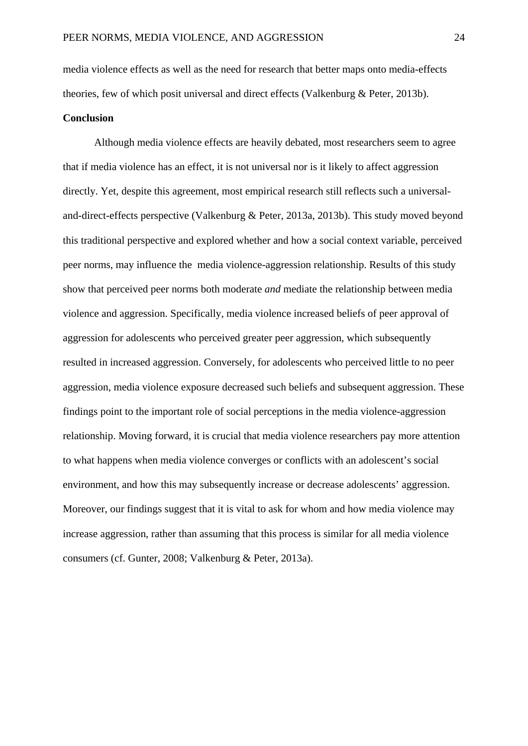media violence effects as well as the need for research that better maps onto media-effects theories, few of which posit universal and direct effects (Valkenburg & Peter, 2013b).

**Conclusion**

Although media violence effects are heavily debated, most researchers seem to agree that if media violence has an effect, it is not universal nor is it likely to affect aggression directly. Yet, despite this agreement, most empirical research still reflects such a universal-and-direct-effects perspective (Valkenburg & Peter, 2013a, 2013b). This study moved beyond this traditional perspective and explored whether and how a social context variable, perceived peer norms, may influence the media violence-aggression relationship. Results of this study show that perceived peer norms both moderate *and* mediate the relationship between media violence and aggression. Specifically, media violence increased beliefs of peer approval of aggression for adolescents who perceived greater peer aggression, which subsequently resulted in increased aggression. Conversely, for adolescents who perceived little to no peer aggression, media violence exposure decreased such beliefs and subsequent aggression. These findings point to the important role of social perceptions in the media violence-aggression relationship. Moving forward, it is crucial that media violence researchers pay more attention to what happens when media violence converges or conflicts with an adolescent's social environment, and how this may subsequently increase or decrease adolescents' aggression. Moreover, our findings suggest that it is vital to ask for whom and how media violence may increase aggression, rather than assuming that this process is similar for all media violence consumers (cf. Gunter, 2008; Valkenburg & Peter, 2013a).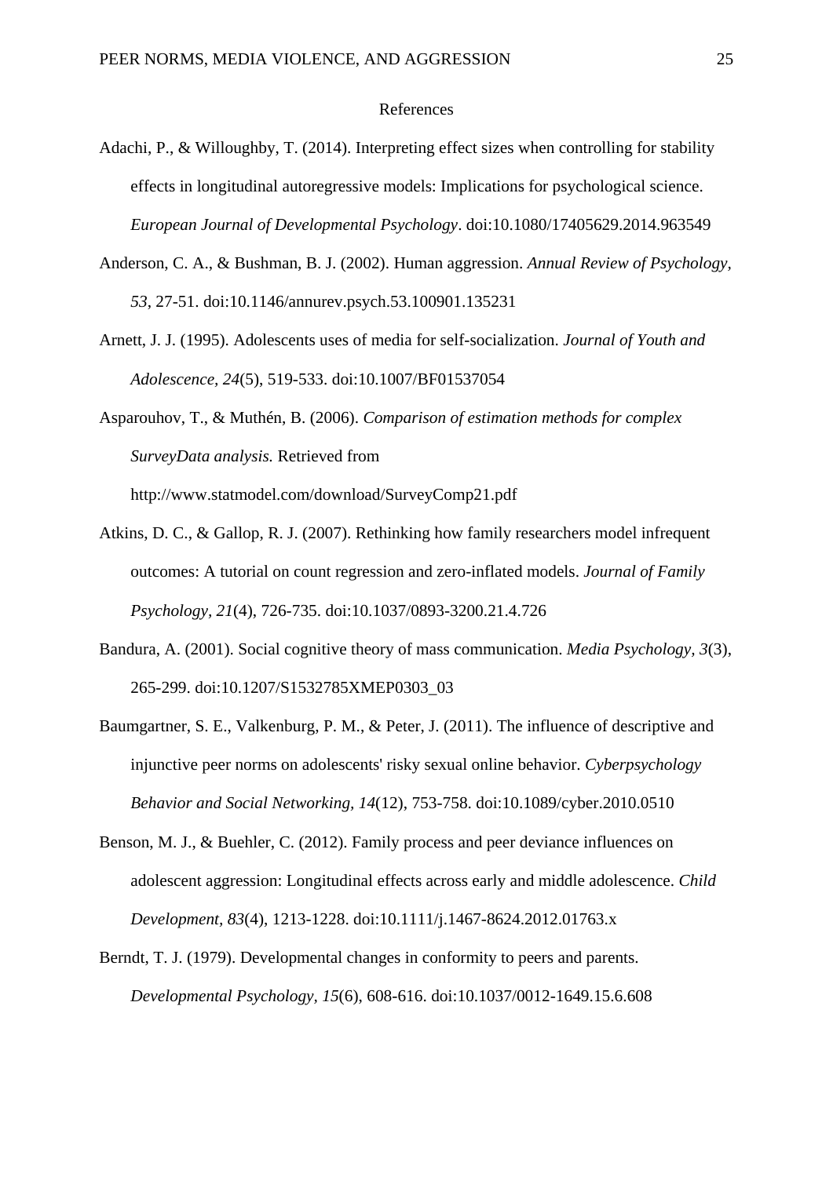# References

Adachi, P., & Willoughby, T. (2014). Interpreting effect sizes when controlling for stability effects in longitudinal autoregressive models: Implications for psychological science. *European Journal of Developmental Psychology*. doi:10.1080/17405629.2014.963549

Anderson, C. A., & Bushman, B. J. (2002). Human aggression. *Annual Review of Psychology, 53*, 27-51. doi:10.1146/annurev.psych.53.100901.135231

Arnett, J. J. (1995). Adolescents uses of media for self-socialization. *Journal of Youth and Adolescence, 24*(5), 519-533. doi:10.1007/BF01537054

Asparouhov, T., & Muthén, B. (2006). *Comparison of estimation methods for complex SurveyData analysis.* Retrieved from http://www.statmodel.com/download/SurveyComp21.pdf

Atkins, D. C., & Gallop, R. J. (2007). Rethinking how family researchers model infrequent outcomes: A tutorial on count regression and zero-inflated models. *Journal of Family Psychology, 21*(4), 726-735. doi:10.1037/0893-3200.21.4.726

Bandura, A. (2001). Social cognitive theory of mass communication. *Media Psychology, 3*(3), 265-299. doi:10.1207/S1532785XMEP0303_03

Baumgartner, S. E., Valkenburg, P. M., & Peter, J. (2011). The influence of descriptive and injunctive peer norms on adolescents' risky sexual online behavior. *Cyberpsychology Behavior and Social Networking, 14*(12), 753-758. doi:10.1089/cyber.2010.0510

Benson, M. J., & Buehler, C. (2012). Family process and peer deviance influences on adolescent aggression: Longitudinal effects across early and middle adolescence. *Child Development, 83*(4), 1213-1228. doi:10.1111/j.1467-8624.2012.01763.x

Berndt, T. J. (1979). Developmental changes in conformity to peers and parents. *Developmental Psychology, 15*(6), 608-616. doi:10.1037/0012-1649.15.6.608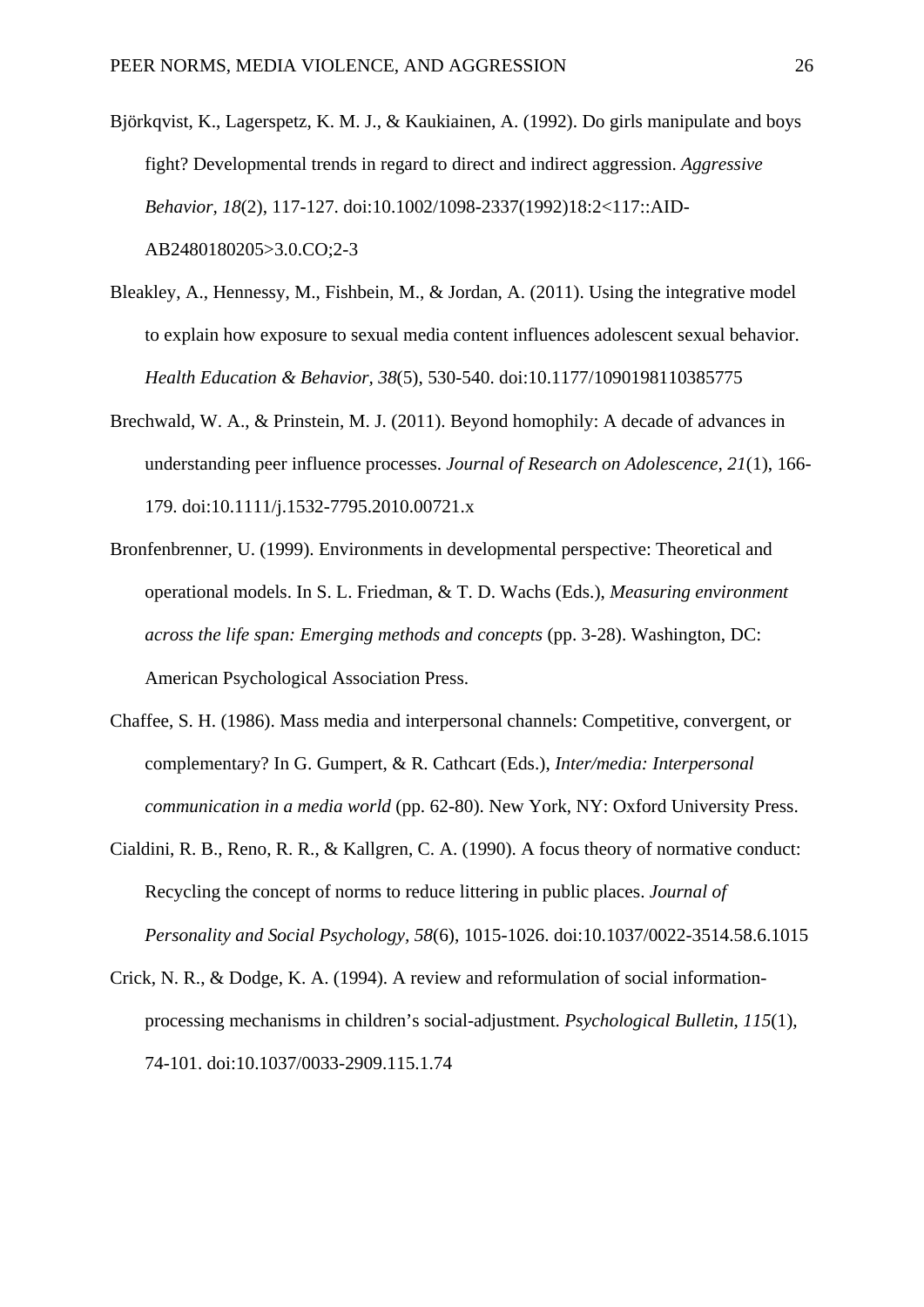Björkqvist, K., Lagerspetz, K. M. J., & Kaukiainen, A. (1992). Do girls manipulate and boys fight? Developmental trends in regard to direct and indirect aggression. *Aggressive Behavior, 18*(2), 117-127. doi:10.1002/1098-2337(1992)18:2<117::AID-AB2480180205>3.0.CO;2-3

Bleakley, A., Hennessy, M., Fishbein, M., & Jordan, A. (2011). Using the integrative model to explain how exposure to sexual media content influences adolescent sexual behavior. *Health Education & Behavior, 38*(5), 530-540. doi:10.1177/1090198110385775

Brechwald, W. A., & Prinstein, M. J. (2011). Beyond homophily: A decade of advances in understanding peer influence processes. *Journal of Research on Adolescence, 21*(1), 166-179. doi:10.1111/j.1532-7795.2010.00721.x

Bronfenbrenner, U. (1999). Environments in developmental perspective: Theoretical and operational models. In S. L. Friedman, & T. D. Wachs (Eds.), *Measuring environment across the life span: Emerging methods and concepts* (pp. 3-28). Washington, DC: American Psychological Association Press.

Chaffee, S. H. (1986). Mass media and interpersonal channels: Competitive, convergent, or complementary? In G. Gumpert, & R. Cathcart (Eds.), *Inter/media: Interpersonal communication in a media world* (pp. 62-80). New York, NY: Oxford University Press.

Cialdini, R. B., Reno, R. R., & Kallgren, C. A. (1990). A focus theory of normative conduct: Recycling the concept of norms to reduce littering in public places. *Journal of Personality and Social Psychology, 58*(6), 1015-1026. doi:10.1037/0022-3514.58.6.1015

Crick, N. R., & Dodge, K. A. (1994). A review and reformulation of social information-processing mechanisms in children's social-adjustment. *Psychological Bulletin, 115*(1), 74-101. doi:10.1037/0033-2909.115.1.74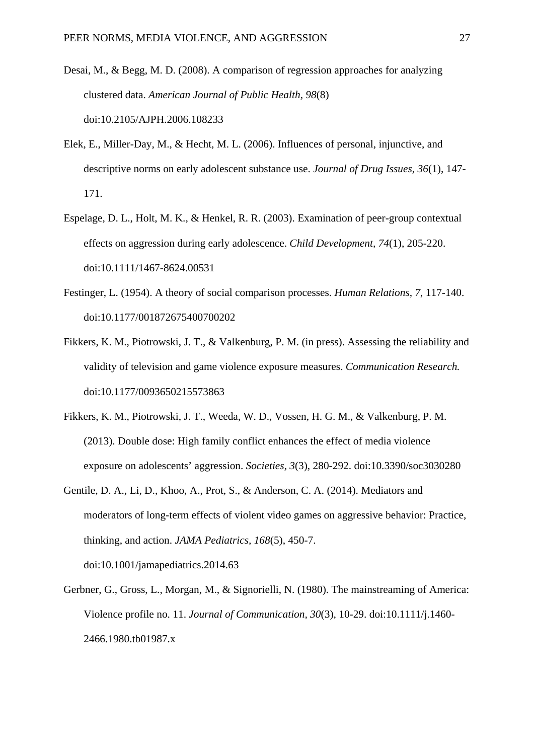Desai, M., & Begg, M. D. (2008). A comparison of regression approaches for analyzing clustered data. *American Journal of Public Health, 98*(8) doi:10.2105/AJPH.2006.108233

Elek, E., Miller-Day, M., & Hecht, M. L. (2006). Influences of personal, injunctive, and descriptive norms on early adolescent substance use. *Journal of Drug Issues, 36*(1), 147-171.

Espelage, D. L., Holt, M. K., & Henkel, R. R. (2003). Examination of peer-group contextual effects on aggression during early adolescence. *Child Development, 74*(1), 205-220. doi:10.1111/1467-8624.00531

Festinger, L. (1954). A theory of social comparison processes. *Human Relations, 7*, 117-140. doi:10.1177/001872675400700202

Fikkers, K. M., Piotrowski, J. T., & Valkenburg, P. M. (in press). Assessing the reliability and validity of television and game violence exposure measures. *Communication Research.* doi:10.1177/0093650215573863

Fikkers, K. M., Piotrowski, J. T., Weeda, W. D., Vossen, H. G. M., & Valkenburg, P. M. (2013). Double dose: High family conflict enhances the effect of media violence exposure on adolescents' aggression. *Societies, 3*(3), 280-292. doi:10.3390/soc3030280

Gentile, D. A., Li, D., Khoo, A., Prot, S., & Anderson, C. A. (2014). Mediators and moderators of long-term effects of violent video games on aggressive behavior: Practice, thinking, and action. *JAMA Pediatrics, 168*(5), 450-7. doi:10.1001/jamapediatrics.2014.63

Gerbner, G., Gross, L., Morgan, M., & Signorielli, N. (1980). The mainstreaming of America: Violence profile no. 11. *Journal of Communication, 30*(3), 10-29. doi:10.1111/j.1460-2466.1980.tb01987.x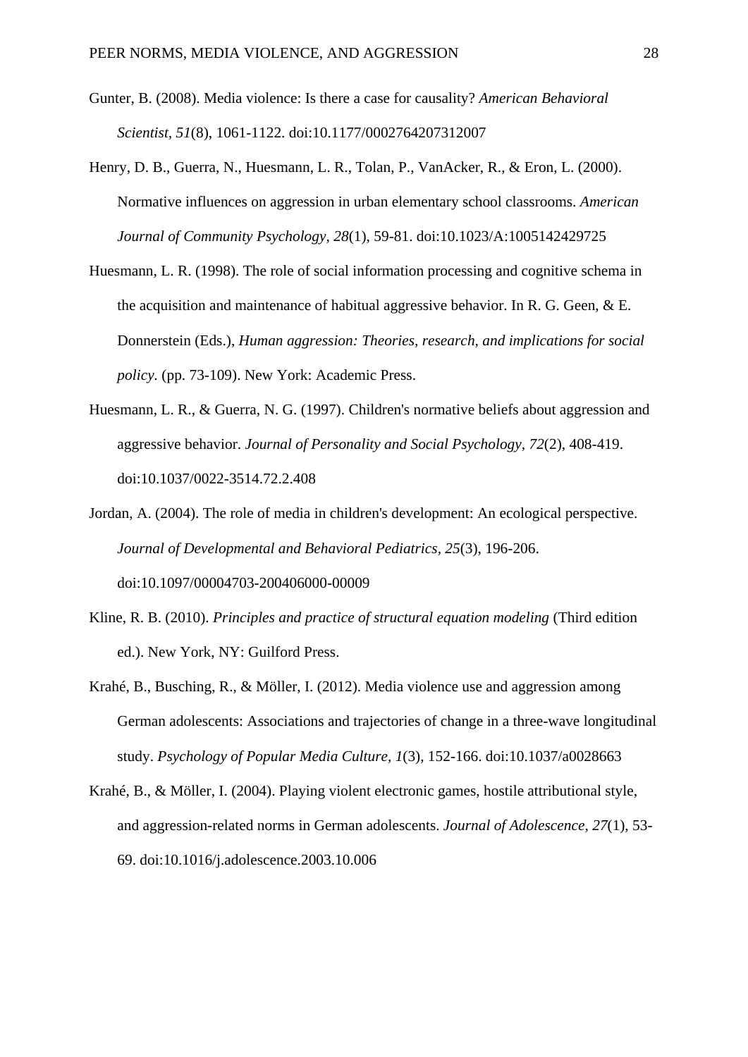Gunter, B. (2008). Media violence: Is there a case for causality? *American Behavioral Scientist, 51*(8), 1061-1122. doi:10.1177/0002764207312007

Henry, D. B., Guerra, N., Huesmann, L. R., Tolan, P., VanAcker, R., & Eron, L. (2000). Normative influences on aggression in urban elementary school classrooms. *American Journal of Community Psychology, 28*(1), 59-81. doi:10.1023/A:1005142429725

Huesmann, L. R. (1998). The role of social information processing and cognitive schema in the acquisition and maintenance of habitual aggressive behavior. In R. G. Geen, & E. Donnerstein (Eds.), *Human aggression: Theories, research, and implications for social policy.* (pp. 73-109). New York: Academic Press.

Huesmann, L. R., & Guerra, N. G. (1997). Children's normative beliefs about aggression and aggressive behavior. *Journal of Personality and Social Psychology, 72*(2), 408-419. doi:10.1037/0022-3514.72.2.408

Jordan, A. (2004). The role of media in children's development: An ecological perspective. *Journal of Developmental and Behavioral Pediatrics, 25*(3), 196-206. doi:10.1097/00004703-200406000-00009

Kline, R. B. (2010). *Principles and practice of structural equation modeling* (Third edition ed.). New York, NY: Guilford Press.

Krahé, B., Busching, R., & Möller, I. (2012). Media violence use and aggression among German adolescents: Associations and trajectories of change in a three-wave longitudinal study. *Psychology of Popular Media Culture, 1*(3), 152-166. doi:10.1037/a0028663

Krahé, B., & Möller, I. (2004). Playing violent electronic games, hostile attributional style, and aggression-related norms in German adolescents. *Journal of Adolescence, 27*(1), 53-69. doi:10.1016/j.adolescence.2003.10.006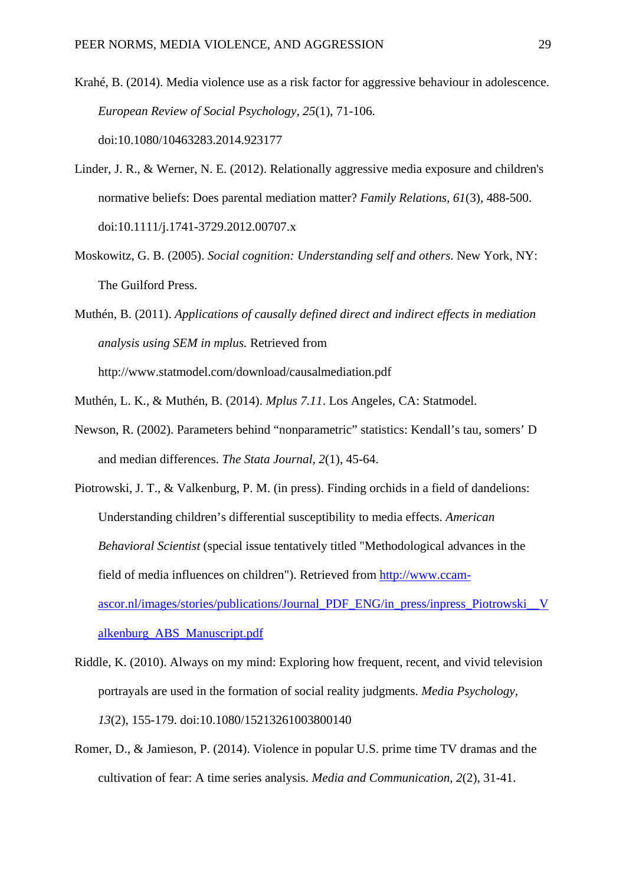Krahé, B. (2014). Media violence use as a risk factor for aggressive behaviour in adolescence. *European Review of Social Psychology, 25*(1), 71-106. doi:10.1080/10463283.2014.923177

Linder, J. R., & Werner, N. E. (2012). Relationally aggressive media exposure and children's normative beliefs: Does parental mediation matter? *Family Relations, 61*(3), 488-500. doi:10.1111/j.1741-3729.2012.00707.x

Moskowitz, G. B. (2005). *Social cognition: Understanding self and others*. New York, NY: The Guilford Press.

Muthén, B. (2011). *Applications of causally defined direct and indirect effects in mediation analysis using SEM in mplus.* Retrieved from http://www.statmodel.com/download/causalmediation.pdf

Muthén, L. K., & Muthén, B. (2014). *Mplus 7.11*. Los Angeles, CA: Statmodel.

Newson, R. (2002). Parameters behind “nonparametric” statistics: Kendall’s tau, somers’ D and median differences. *The Stata Journal, 2*(1), 45-64.

Piotrowski, J. T., & Valkenburg, P. M. (in press). Finding orchids in a field of dandelions: Understanding children’s differential susceptibility to media effects. *American Behavioral Scientist* (special issue tentatively titled "Methodological advances in the field of media influences on children"). Retrieved from http://www.ccam-ascor.nl/images/stories/publications/Journal_PDF_ENG/in_press/inpress_Piotrowski__Valkenburg_ABS_Manuscript.pdf

Riddle, K. (2010). Always on my mind: Exploring how frequent, recent, and vivid television portrayals are used in the formation of social reality judgments. *Media Psychology, 13*(2), 155-179. doi:10.1080/15213261003800140

Romer, D., & Jamieson, P. (2014). Violence in popular U.S. prime time TV dramas and the cultivation of fear: A time series analysis. *Media and Communication, 2*(2), 31-41.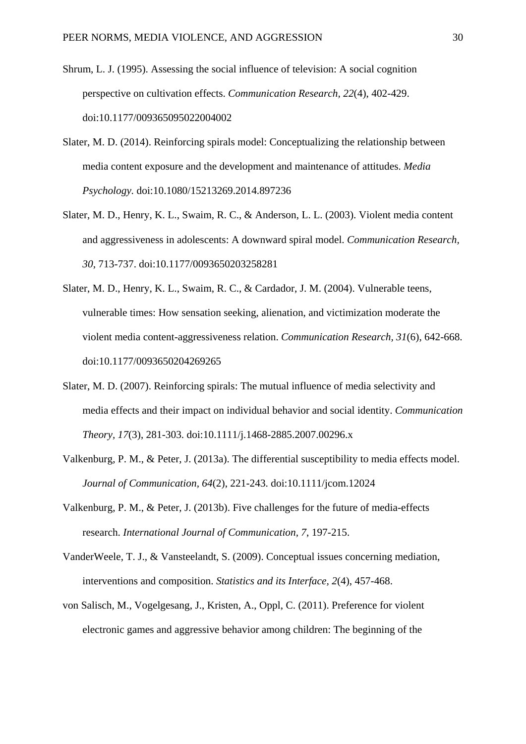Shrum, L. J. (1995). Assessing the social influence of television: A social cognition perspective on cultivation effects. *Communication Research*, *22*(4), 402-429. doi:10.1177/009365095022004002

Slater, M. D. (2014). Reinforcing spirals model: Conceptualizing the relationship between media content exposure and the development and maintenance of attitudes. *Media Psychology*. doi:10.1080/15213269.2014.897236

Slater, M. D., Henry, K. L., Swaim, R. C., & Anderson, L. L. (2003). Violent media content and aggressiveness in adolescents: A downward spiral model. *Communication Research*, *30*, 713-737. doi:10.1177/0093650203258281

Slater, M. D., Henry, K. L., Swaim, R. C., & Cardador, J. M. (2004). Vulnerable teens, vulnerable times: How sensation seeking, alienation, and victimization moderate the violent media content-aggressiveness relation. *Communication Research, 31*(6), 642-668. doi:10.1177/0093650204269265

Slater, M. D. (2007). Reinforcing spirals: The mutual influence of media selectivity and media effects and their impact on individual behavior and social identity. *Communication Theory*, *17*(3), 281-303. doi:10.1111/j.1468-2885.2007.00296.x

Valkenburg, P. M., & Peter, J. (2013a). The differential susceptibility to media effects model. *Journal of Communication*, *64*(2), 221-243. doi:10.1111/jcom.12024

Valkenburg, P. M., & Peter, J. (2013b). Five challenges for the future of media-effects research. *International Journal of Communication*, *7*, 197-215.

VanderWeele, T. J., & Vansteelandt, S. (2009). Conceptual issues concerning mediation, interventions and composition. *Statistics and its Interface*, *2*(4), 457-468.

von Salisch, M., Vogelgesang, J., Kristen, A., Oppl, C. (2011). Preference for violent electronic games and aggressive behavior among children: The beginning of the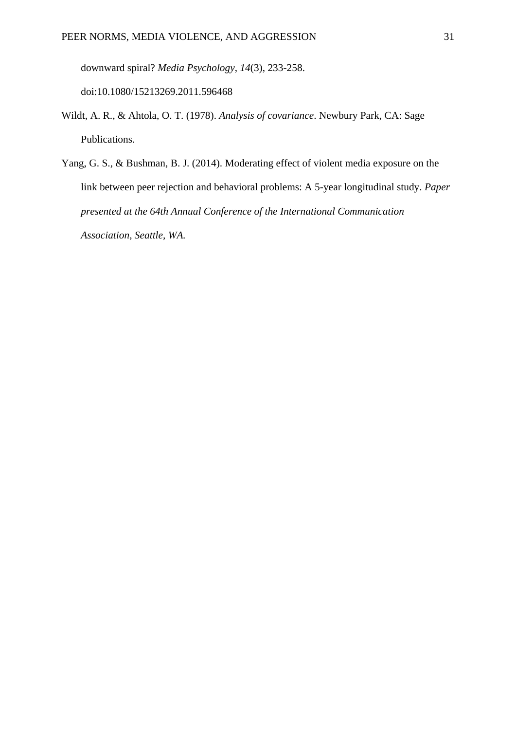downward spiral? *Media Psychology*, *14*(3), 233-258. doi:10.1080/15213269.2011.596468

Wildt, A. R., & Ahtola, O. T. (1978). *Analysis of covariance*. Newbury Park, CA: Sage Publications.

Yang, G. S., & Bushman, B. J. (2014). Moderating effect of violent media exposure on the link between peer rejection and behavioral problems: A 5-year longitudinal study. *Paper presented at the 64th Annual Conference of the International Communication Association, Seattle, WA.*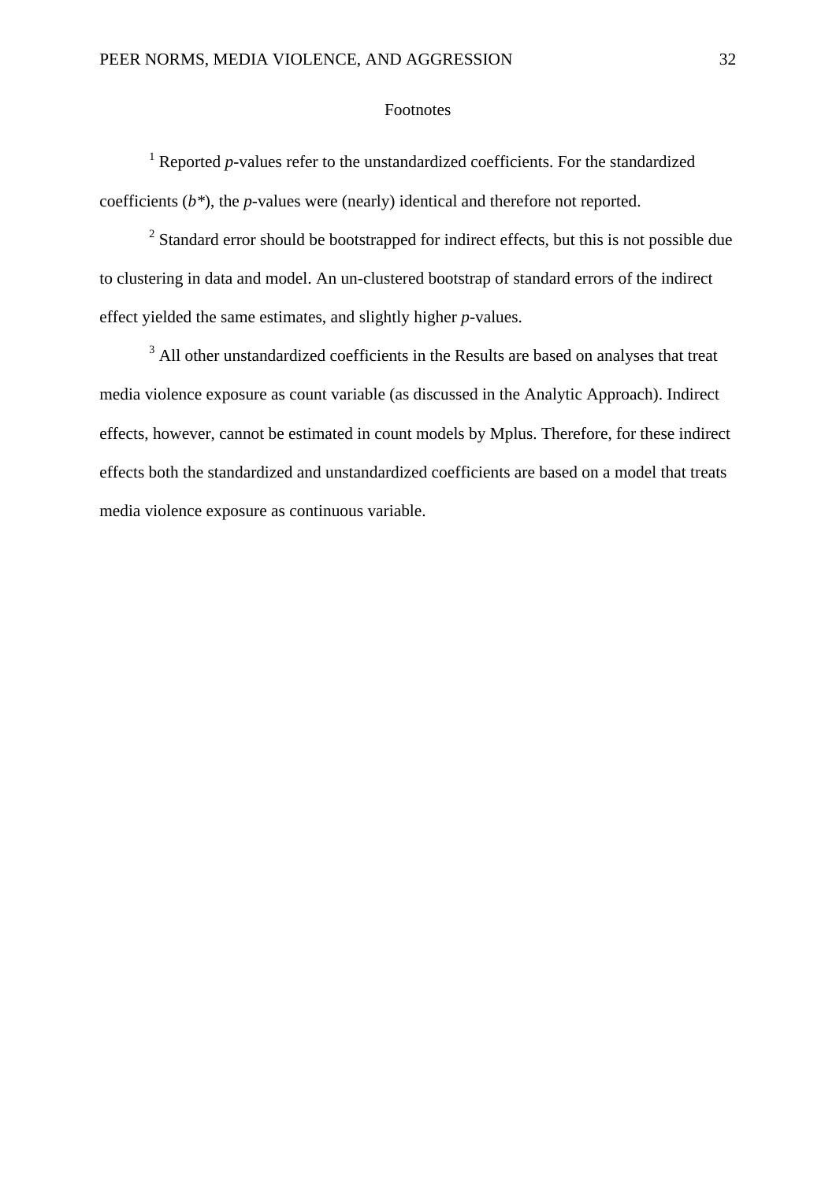# Footnotes

[1] Reported *p*-values refer to the unstandardized coefficients. For the standardized coefficients (*b**), the *p*-values were (nearly) identical and therefore not reported.

[2] Standard error should be bootstrapped for indirect effects, but this is not possible due to clustering in data and model. An un-clustered bootstrap of standard errors of the indirect effect yielded the same estimates, and slightly higher *p*-values.

[3] All other unstandardized coefficients in the Results are based on analyses that treat media violence exposure as count variable (as discussed in the Analytic Approach). Indirect effects, however, cannot be estimated in count models by Mplus. Therefore, for these indirect effects both the standardized and unstandardized coefficients are based on a model that treats media violence exposure as continuous variable.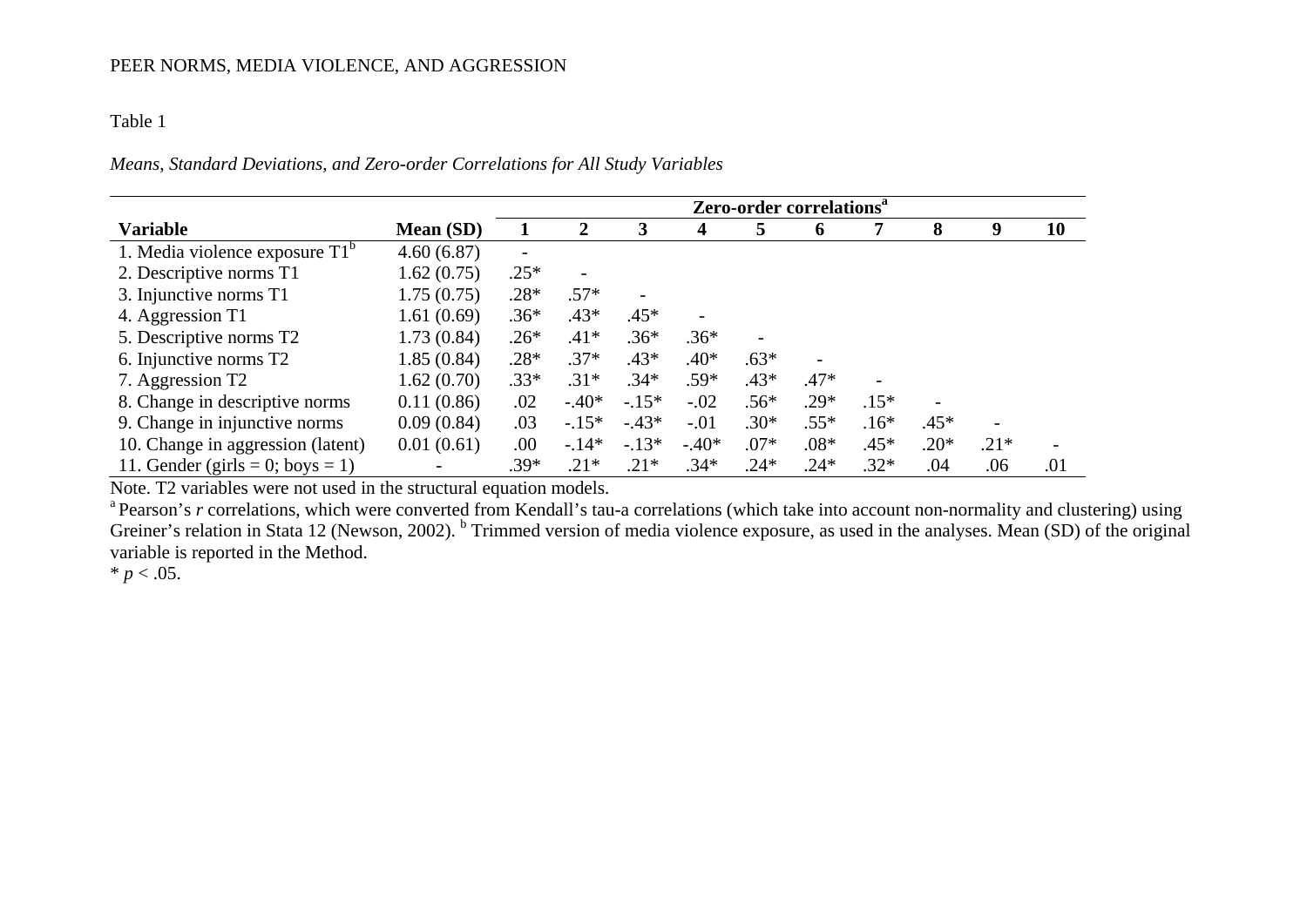Table 1

*Means, Standard Deviations, and Zero-order Correlations for All Study Variables*

| | | Zero-order correlations[a] | | | | | | | | | |
|---|---|---|---|---|---|---|---|---|---|---|---|
| **Variable** | **Mean (SD)** | **1** | **2** | **3** | **4** | **5** | **6** | **7** | **8** | **9** | **10** |
| 1. Media violence exposure T1[b] | 4.60 (6.87) | - | | | | | | | | | |
| 2. Descriptive norms T1 | 1.62 (0.75) | .25* | - | | | | | | | | |
| 3. Injunctive norms T1 | 1.75 (0.75) | .28* | .57* | - | | | | | | | |
| 4. Aggression T1 | 1.61 (0.69) | .36* | .43* | .45* | - | | | | | | |
| 5. Descriptive norms T2 | 1.73 (0.84) | .26* | .41* | .36* | .36* | - | | | | | |
| 6. Injunctive norms T2 | 1.85 (0.84) | .28* | .37* | .43* | .40* | .63* | - | | | | |
| 7. Aggression T2 | 1.62 (0.70) | .33* | .31* | .34* | .59* | .43* | .47* | - | | | |
| 8. Change in descriptive norms | 0.11 (0.86) | .02 | -.40* | -.15* | -.02 | .56* | .29* | .15* | - | | |
| 9. Change in injunctive norms | 0.09 (0.84) | .03 | -.15* | -.43* | -.01 | .30* | .55* | .16* | .45* | - | |
| 10. Change in aggression (latent) | 0.01 (0.61) | .00 | -.14* | -.13* | -.40* | .07* | .08* | .45* | .20* | .21* | - |
| 11. Gender (girls = 0; boys = 1) | - | .39* | .21* | .21* | .34* | .24* | .24* | .32* | .04 | .06 | .01 |

Note. T2 variables were not used in the structural equation models.

[a] Pearson's *r* correlations, which were converted from Kendall's tau-a correlations (which take into account non-normality and clustering) using Greiner's relation in Stata 12 (Newson, 2002). [b] Trimmed version of media violence exposure, as used in the analyses. Mean (SD) of the original variable is reported in the Method.

* $p < .05$.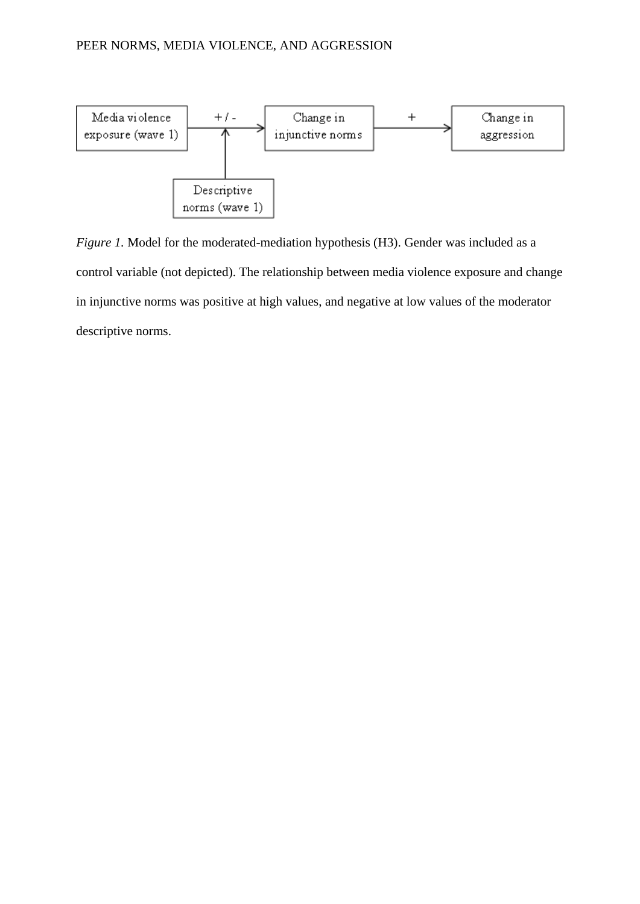*Figure 1.* Model for the moderated-mediation hypothesis (H3). Gender was included as a control variable (not depicted). The relationship between media violence exposure and change in injunctive norms was positive at high values, and negative at low values of the moderator descriptive norms.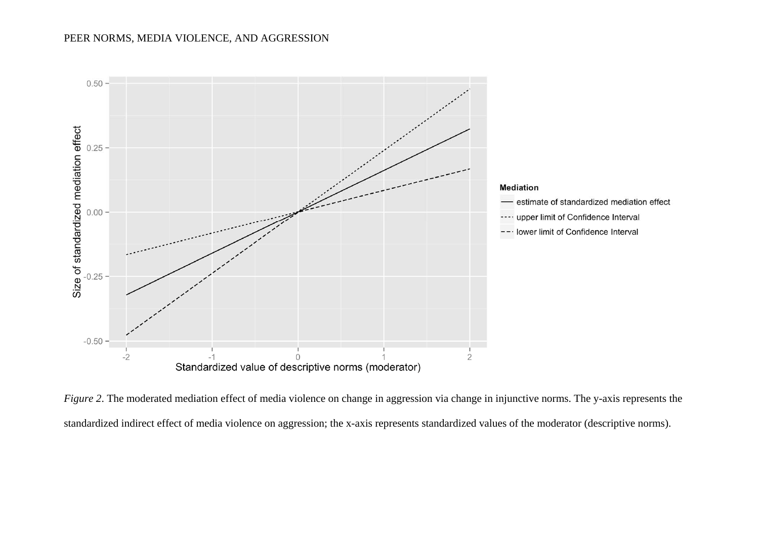0.50

0.25

0.00

-0.25

-0.50

-2

-1

0

1

2

Size of standardized mediation effect

Standardized value of descriptive norms (moderator)

**Mediation**

estimate of standardized mediation effect

upper limit of Confidence Interval

lower limit of Confidence Interval

*Figure 2*. The moderated mediation effect of media violence on change in aggression via change in injunctive norms. The y-axis represents the standardized indirect effect of media violence on aggression; the x-axis represents standardized values of the moderator (descriptive norms).